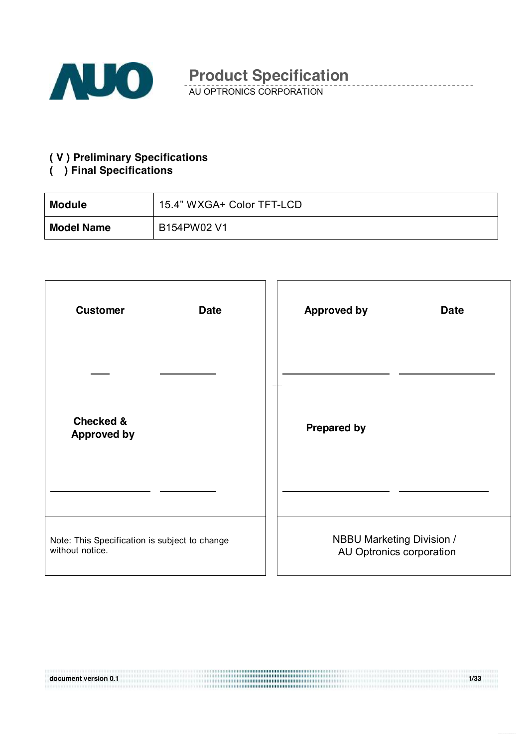# Product Specification

AU OPTRONICS CORPORATION

**( V ) Preliminary Specifications**
**(   ) Final Specifications**

| **Module** | 15.4" WXGA+ Color TFT-LCD |
|---|---|
| **Model Name** | B154PW02 V1 |

| **Customer** | **Date** | **Approved by** | **Date** |
|---|---|---|---|
| | | | |
| **Checked & Approved by** | | **Prepared by** | |
| | | | |
| Note: This Specification is subject to change without notice. | | NBBU Marketing Division / AU Optronics corporation | |

document version 0.1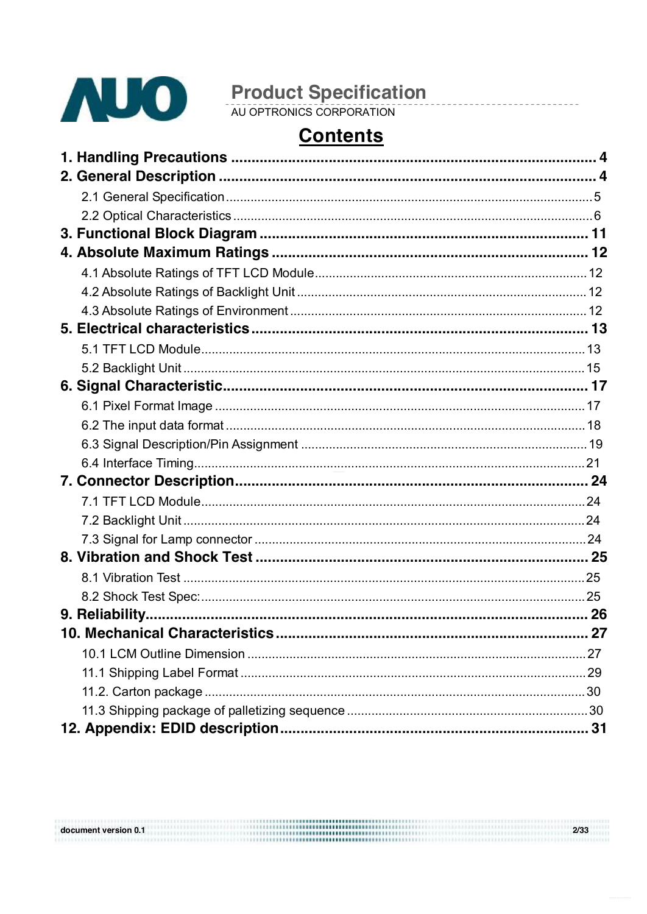# Contents

- **1. Handling Precautions** ........ 4
- **2. General Description** ........ 4
  - 2.1 General Specification ........ 5
  - 2.2 Optical Characteristics ........ 6
- **3. Functional Block Diagram** ........ 11
- **4. Absolute Maximum Ratings** ........ 12
  - 4.1 Absolute Ratings of TFT LCD Module ........ 12
  - 4.2 Absolute Ratings of Backlight Unit ........ 12
  - 4.3 Absolute Ratings of Environment ........ 12
- **5. Electrical characteristics** ........ 13
  - 5.1 TFT LCD Module ........ 13
  - 5.2 Backlight Unit ........ 15
- **6. Signal Characteristic** ........ 17
  - 6.1 Pixel Format Image ........ 17
  - 6.2 The input data format ........ 18
  - 6.3 Signal Description/Pin Assignment ........ 19
  - 6.4 Interface Timing ........ 21
- **7. Connector Description** ........ 24
  - 7.1 TFT LCD Module ........ 24
  - 7.2 Backlight Unit ........ 24
  - 7.3 Signal for Lamp connector ........ 24
- **8. Vibration and Shock Test** ........ 25
  - 8.1 Vibration Test ........ 25
  - 8.2 Shock Test Spec: ........ 25
- **9. Reliability** ........ 26
- **10. Mechanical Characteristics** ........ 27
  - 10.1 LCM Outline Dimension ........ 27
  - 11.1 Shipping Label Format ........ 29
  - 11.2. Carton package ........ 30
  - 11.3 Shipping package of palletizing sequence ........ 30
- **12. Appendix: EDID description** ........ 31

document version 0.1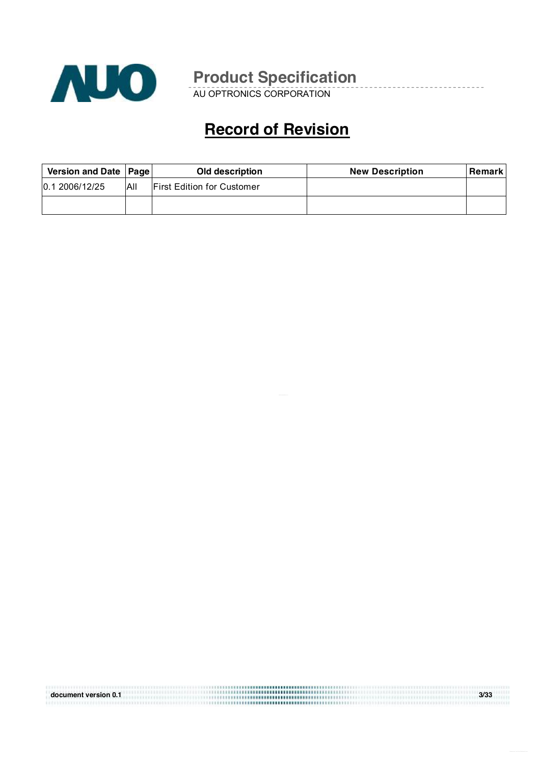# Record of Revision

| Version and Date | Page | Old description | New Description | Remark |
|---|---|---|---|---|
| 0.1 2006/12/25 | All | First Edition for Customer | | |
| | | | | |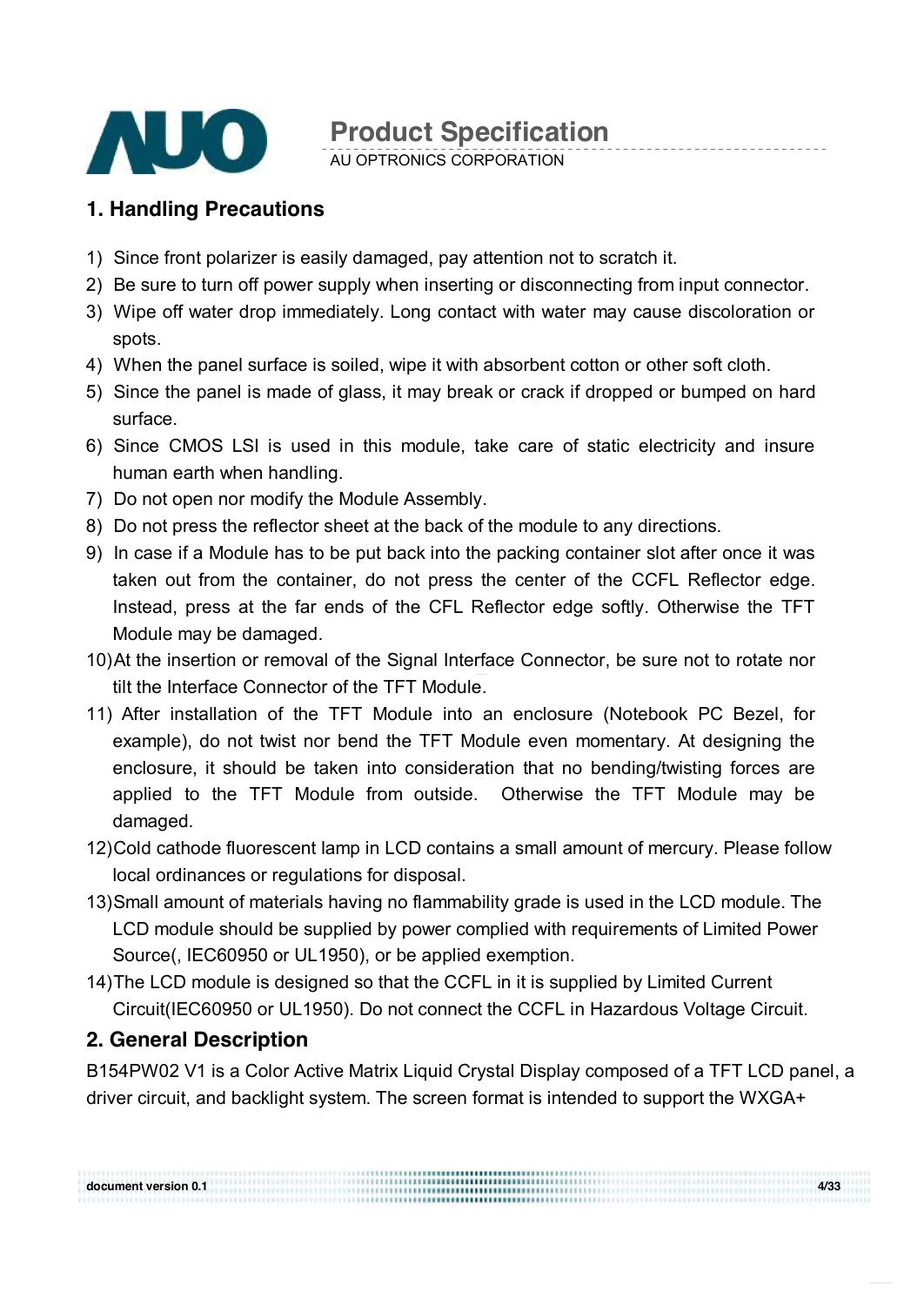## 1. Handling Precautions

1) Since front polarizer is easily damaged, pay attention not to scratch it.
2) Be sure to turn off power supply when inserting or disconnecting from input connector.
3) Wipe off water drop immediately. Long contact with water may cause discoloration or spots.
4) When the panel surface is soiled, wipe it with absorbent cotton or other soft cloth.
5) Since the panel is made of glass, it may break or crack if dropped or bumped on hard surface.
6) Since CMOS LSI is used in this module, take care of static electricity and insure human earth when handling.
7) Do not open nor modify the Module Assembly.
8) Do not press the reflector sheet at the back of the module to any directions.
9) In case if a Module has to be put back into the packing container slot after once it was taken out from the container, do not press the center of the CCFL Reflector edge. Instead, press at the far ends of the CFL Reflector edge softly. Otherwise the TFT Module may be damaged.
10) At the insertion or removal of the Signal Interface Connector, be sure not to rotate nor tilt the Interface Connector of the TFT Module.
11) After installation of the TFT Module into an enclosure (Notebook PC Bezel, for example), do not twist nor bend the TFT Module even momentary. At designing the enclosure, it should be taken into consideration that no bending/twisting forces are applied to the TFT Module from outside. Otherwise the TFT Module may be damaged.
12) Cold cathode fluorescent lamp in LCD contains a small amount of mercury. Please follow local ordinances or regulations for disposal.
13) Small amount of materials having no flammability grade is used in the LCD module. The LCD module should be supplied by power complied with requirements of Limited Power Source(, IEC60950 or UL1950), or be applied exemption.
14) The LCD module is designed so that the CCFL in it is supplied by Limited Current Circuit(IEC60950 or UL1950). Do not connect the CCFL in Hazardous Voltage Circuit.

## 2. General Description

B154PW02 V1 is a Color Active Matrix Liquid Crystal Display composed of a TFT LCD panel, a driver circuit, and backlight system. The screen format is intended to support the WXGA+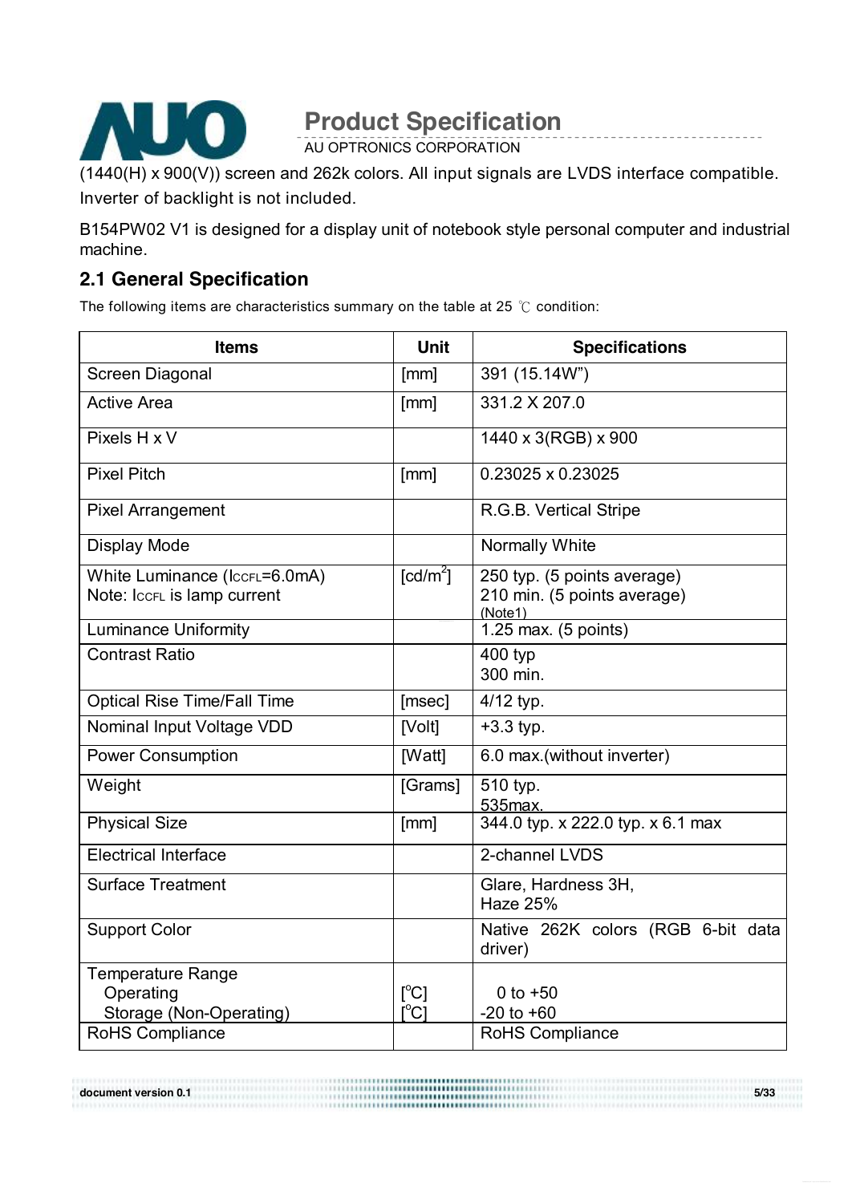(1440(H) x 900(V)) screen and 262k colors. All input signals are LVDS interface compatible. Inverter of backlight is not included.

B154PW02 V1 is designed for a display unit of notebook style personal computer and industrial machine.

## 2.1 General Specification

The following items are characteristics summary on the table at 25 ℃ condition:

| Items | Unit | Specifications |
|---|---|---|
| Screen Diagonal | [mm] | 391 (15.14W") |
| Active Area | [mm] | 331.2 X 207.0 |
| Pixels H x V | | 1440 x 3(RGB) x 900 |
| Pixel Pitch | [mm] | 0.23025 x 0.23025 |
| Pixel Arrangement | | R.G.B. Vertical Stripe |
| Display Mode | | Normally White |
| White Luminance ($I_{CCFL}$=6.0mA)<br>Note: $I_{CCFL}$ is lamp current | [cd/m$^2$] | 250 typ. (5 points average)<br>210 min. (5 points average)<br>(Note1) |
| Luminance Uniformity | | 1.25 max. (5 points) |
| Contrast Ratio | | 400 typ<br>300 min. |
| Optical Rise Time/Fall Time | [msec] | 4/12 typ. |
| Nominal Input Voltage VDD | [Volt] | +3.3 typ. |
| Power Consumption | [Watt] | 6.0 max.(without inverter) |
| Weight | [Grams] | 510 typ.<br>535max. |
| Physical Size | [mm] | 344.0 typ. x 222.0 typ. x 6.1 max |
| Electrical Interface | | 2-channel LVDS |
| Surface Treatment | | Glare, Hardness 3H,<br>Haze 25% |
| Support Color | | Native 262K colors (RGB 6-bit data driver) |
| Temperature Range<br>Operating<br>Storage (Non-Operating) | <br>[$^o$C]<br>[$^o$C] | <br>0 to +50<br>-20 to +60 |
| RoHS Compliance | | RoHS Compliance |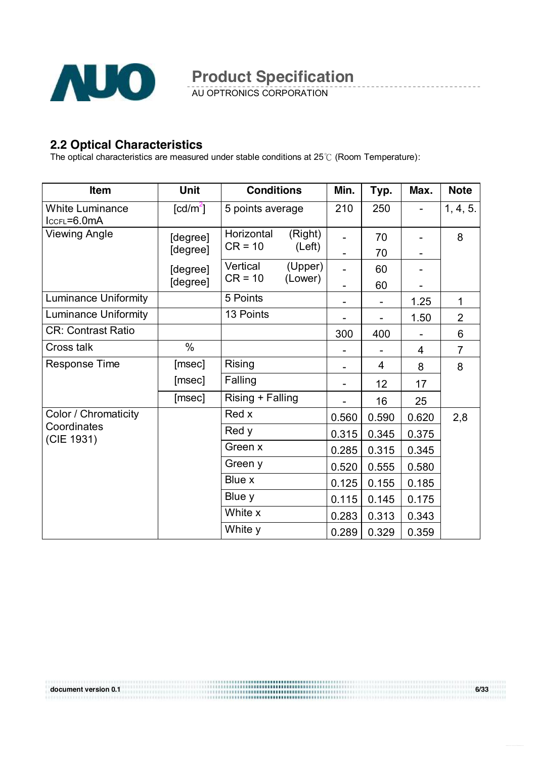## 2.2 Optical Characteristics

The optical characteristics are measured under stable conditions at 25℃ (Room Temperature):

| Item | Unit | Conditions | | Min. | Typ. | Max. | Note |
|---|---|---|---|---|---|---|---|
| White Luminance $I_{CCFL}$=6.0mA | [cd/m²] | 5 points average | | 210 | 250 | - | 1, 4, 5. |
| Viewing Angle | [degree] | Horizontal CR = 10 | (Right) | - | 70 | - | 8 |
| | [degree] | | (Left) | - | 70 | - | |
| | [degree] | Vertical CR = 10 | (Upper) | - | 60 | - | |
| | [degree] | | (Lower) | - | 60 | - | |
| Luminance Uniformity | | 5 Points | | - | - | 1.25 | 1 |
| Luminance Uniformity | | 13 Points | | - | - | 1.50 | 2 |
| CR: Contrast Ratio | | | | 300 | 400 | - | 6 |
| Cross talk | % | | | - | - | 4 | 7 |
| Response Time | [msec] | Rising | | - | 4 | 8 | 8 |
| | [msec] | Falling | | - | 12 | 17 | |
| | [msec] | Rising + Falling | | - | 16 | 25 | |
| Color / Chromaticity Coordinates (CIE 1931) | | Red x | | 0.560 | 0.590 | 0.620 | 2,8 |
| | | Red y | | 0.315 | 0.345 | 0.375 | |
| | | Green x | | 0.285 | 0.315 | 0.345 | |
| | | Green y | | 0.520 | 0.555 | 0.580 | |
| | | Blue x | | 0.125 | 0.155 | 0.185 | |
| | | Blue y | | 0.115 | 0.145 | 0.175 | |
| | | White x | | 0.283 | 0.313 | 0.343 | |
| | | White y | | 0.289 | 0.329 | 0.359 | |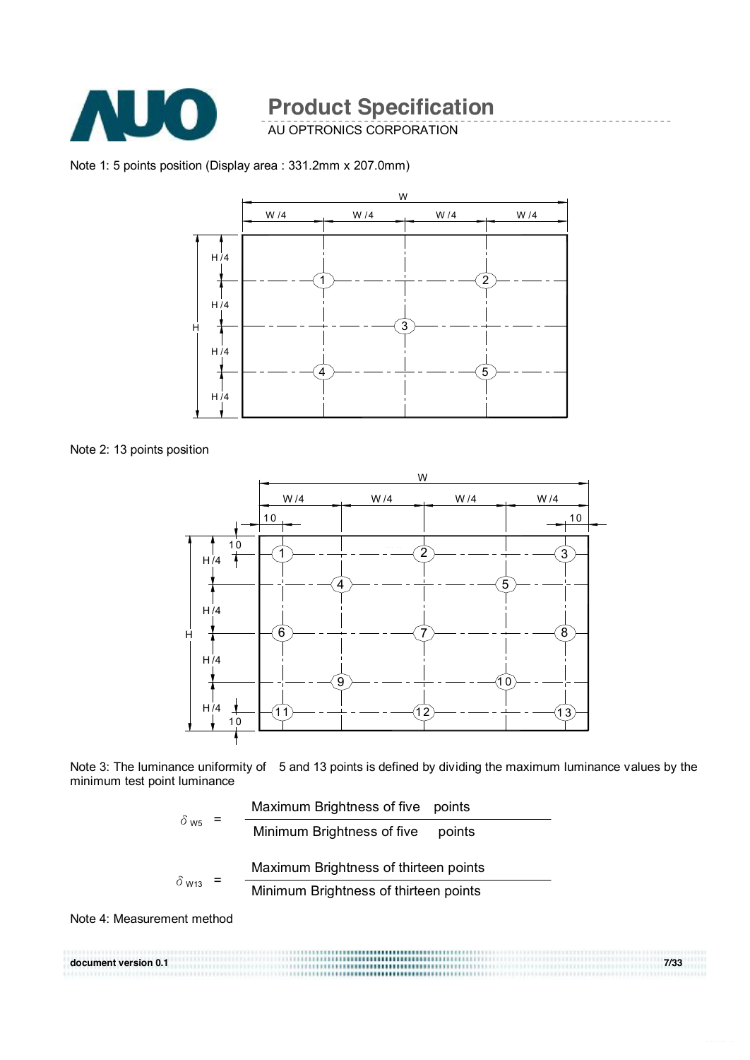Note 1: 5 points position (Display area : 331.2mm x 207.0mm)

Note 2: 13 points position

Note 3: The luminance uniformity of 5 and 13 points is defined by dividing the maximum luminance values by the minimum test point luminance

$$\delta_{W5} = \frac{\text{Maximum Brightness of five points}}{\text{Minimum Brightness of five points}}$$

$$\delta_{W13} = \frac{\text{Maximum Brightness of thirteen points}}{\text{Minimum Brightness of thirteen points}}$$

Note 4: Measurement method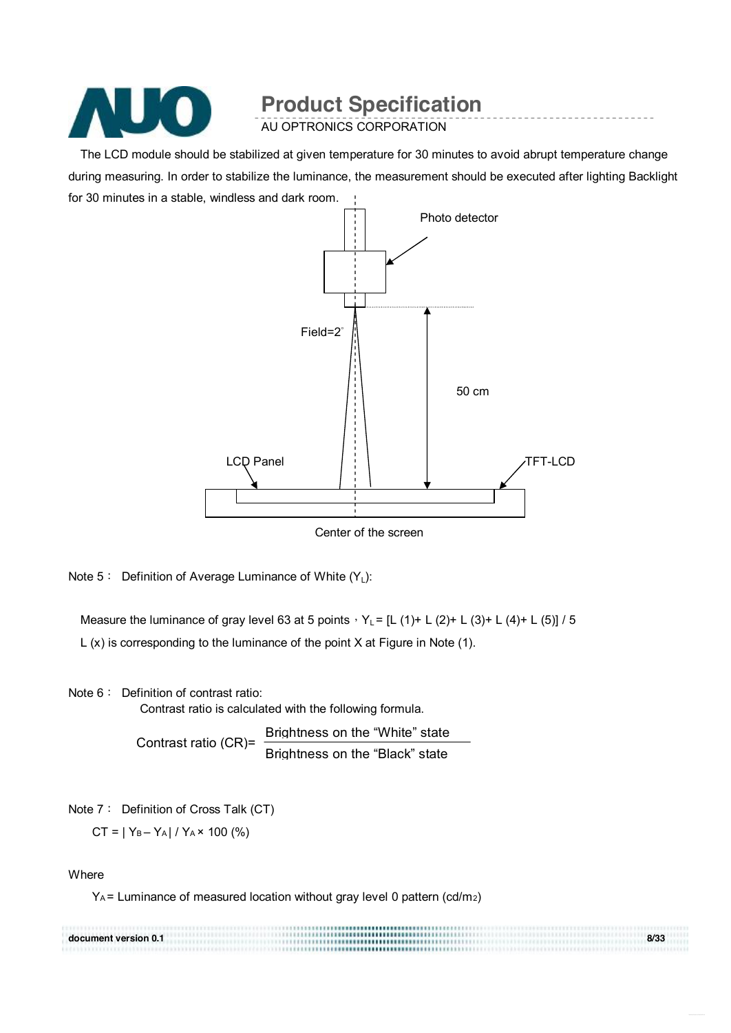The LCD module should be stabilized at given temperature for 30 minutes to avoid abrupt temperature change during measuring. In order to stabilize the luminance, the measurement should be executed after lighting Backlight for 30 minutes in a stable, windless and dark room.

Photo detector

Field=2°

50 cm

LCD Panel

TFT-LCD

Center of the screen

Note 5： Definition of Average Luminance of White ($Y_L$):

Measure the luminance of gray level 63 at 5 points，$Y_L$ = [L (1)+ L (2)+ L (3)+ L (4)+ L (5)] / 5

L (x) is corresponding to the luminance of the point X at Figure in Note (1).

Note 6： Definition of contrast ratio:

Contrast ratio is calculated with the following formula.

$$\text{Contrast ratio (CR)} = \frac{\text{Brightness on the “White” state}}{\text{Brightness on the “Black” state}}$$

Note 7： Definition of Cross Talk (CT)

$$CT = | Y_B - Y_A | / Y_A \times 100\ (\%)$$

Where

$Y_A$ = Luminance of measured location without gray level 0 pattern (cd/$m^2$)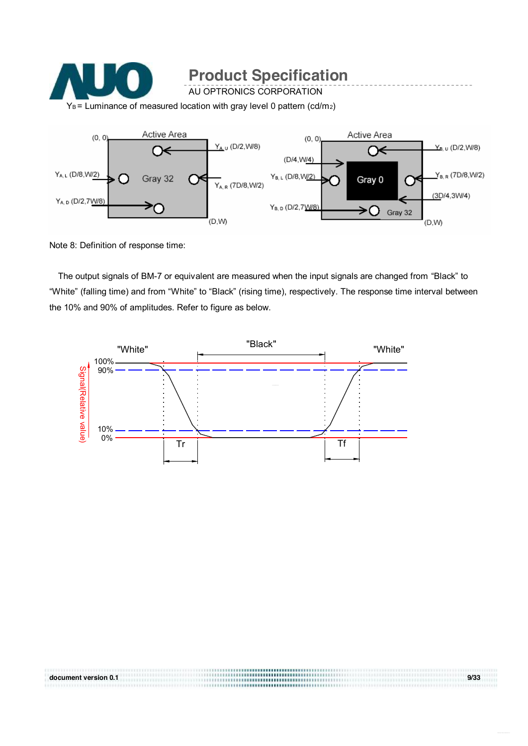$Y_B$ = Luminance of measured location with gray level 0 pattern (cd/m2)

Note 8: Definition of response time:

The output signals of BM-7 or equivalent are measured when the input signals are changed from "Black" to "White" (falling time) and from "White" to "Black" (rising time), respectively. The response time interval between the 10% and 90% of amplitudes. Refer to figure as below.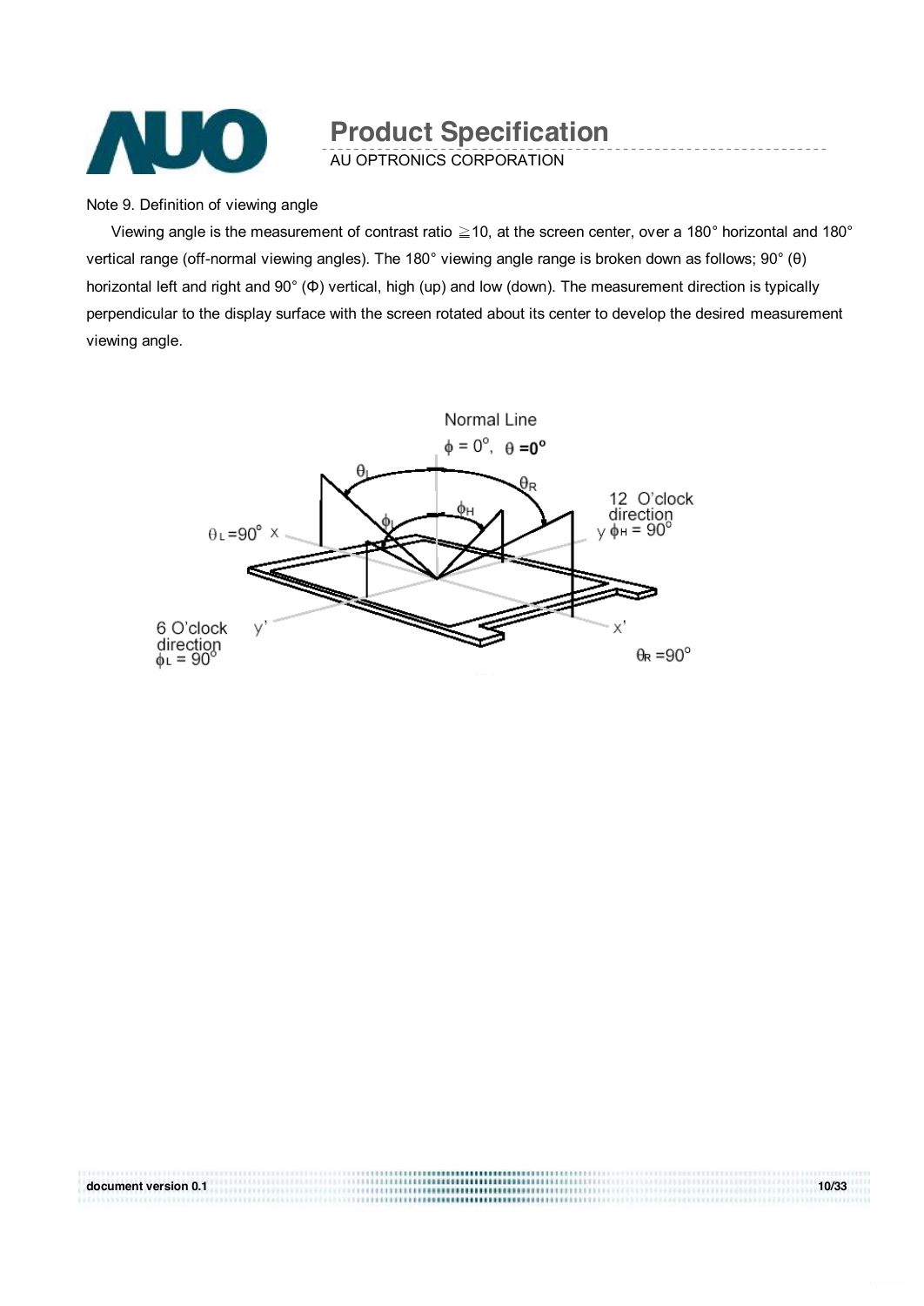Note 9. Definition of viewing angle

Viewing angle is the measurement of contrast ratio ≧10, at the screen center, over a 180° horizontal and 180° vertical range (off-normal viewing angles). The 180° viewing angle range is broken down as follows; 90° (θ) horizontal left and right and 90° (Φ) vertical, high (up) and low (down). The measurement direction is typically perpendicular to the display surface with the screen rotated about its center to develop the desired measurement viewing angle.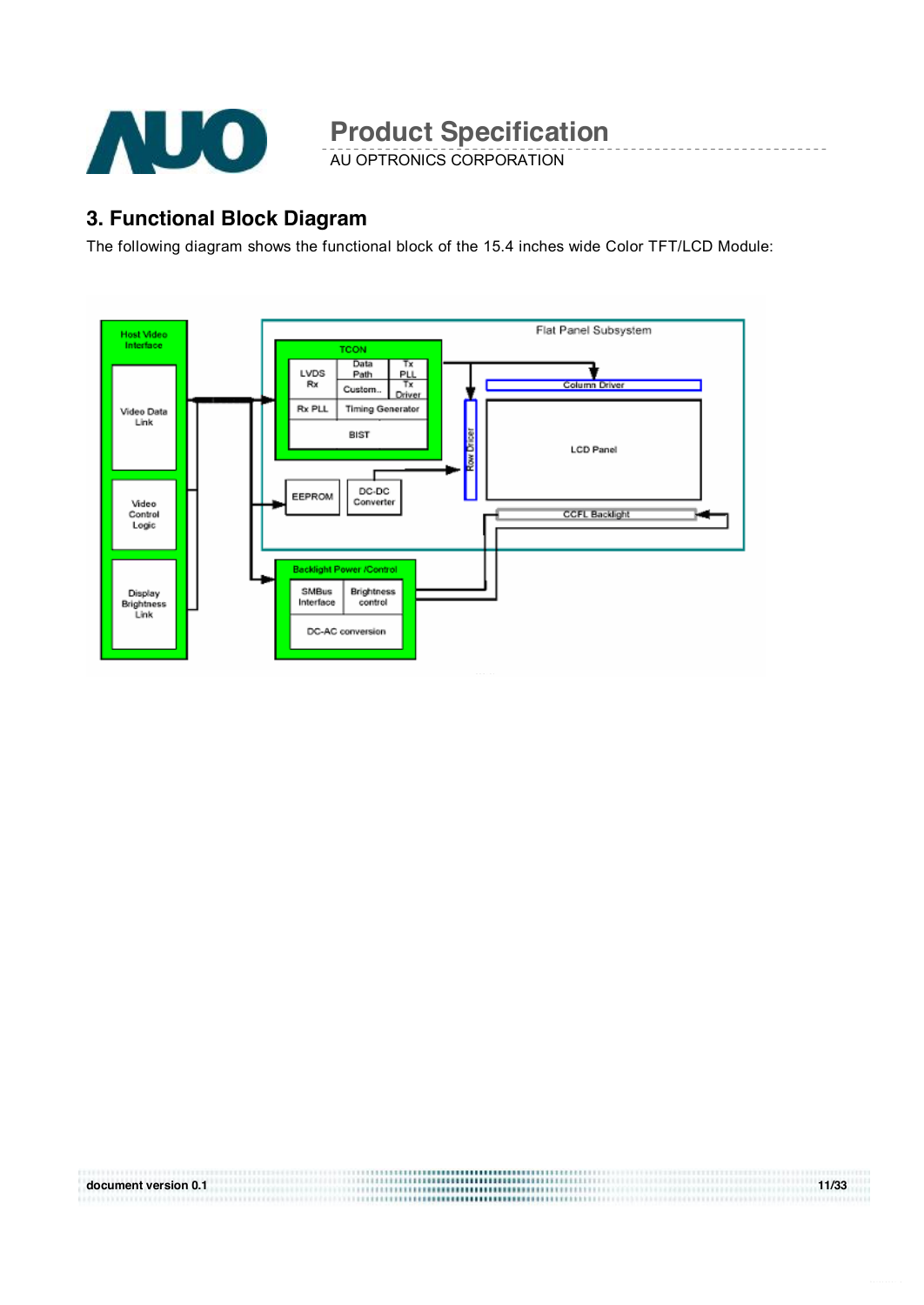## 3. Functional Block Diagram

The following diagram shows the functional block of the 15.4 inches wide Color TFT/LCD Module: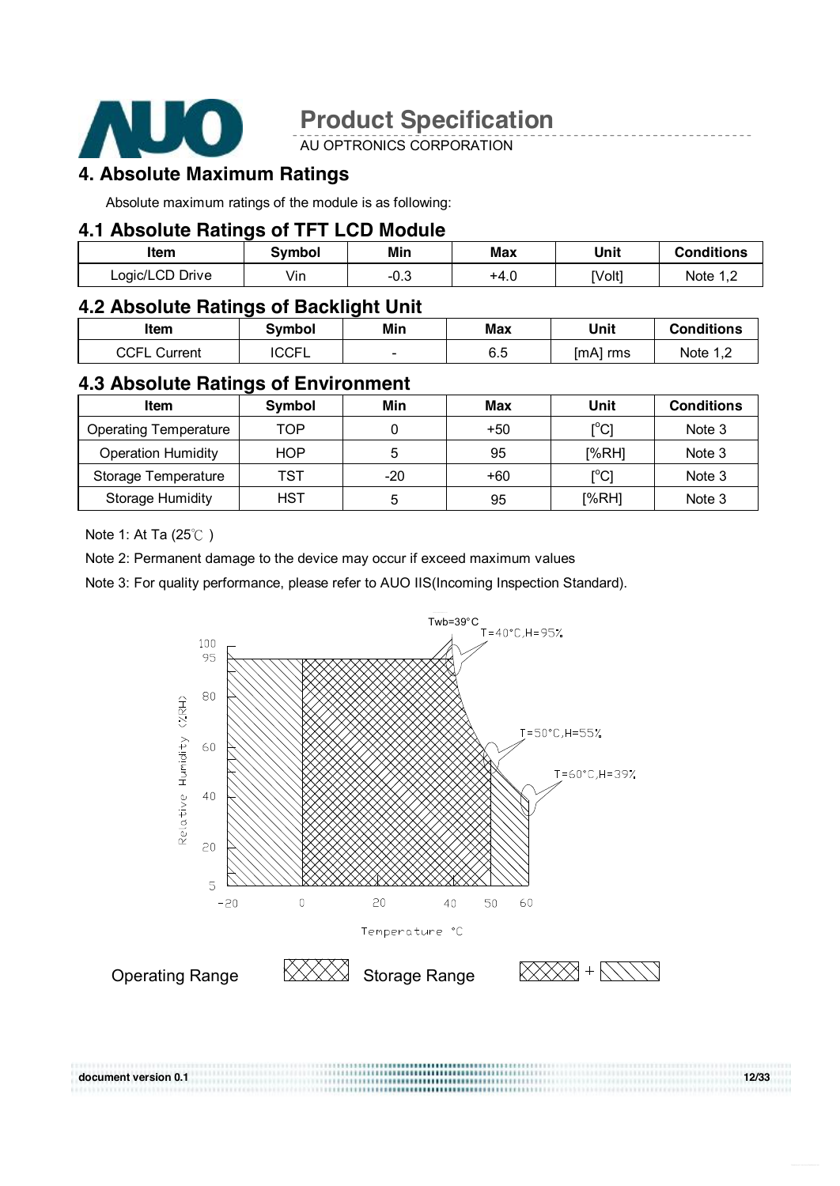## 4. Absolute Maximum Ratings

Absolute maximum ratings of the module is as following:

### 4.1 Absolute Ratings of TFT LCD Module

| Item | Symbol | Min | Max | Unit | Conditions |
|---|---|---|---|---|---|
| Logic/LCD Drive | Vin | -0.3 | +4.0 | [Volt] | Note 1,2 |

### 4.2 Absolute Ratings of Backlight Unit

| Item | Symbol | Min | Max | Unit | Conditions |
|---|---|---|---|---|---|
| CCFL Current | ICCFL | - | 6.5 | [mA] rms | Note 1,2 |

### 4.3 Absolute Ratings of Environment

| Item | Symbol | Min | Max | Unit | Conditions |
|---|---|---|---|---|---|
| Operating Temperature | TOP | 0 | +50 | [°C] | Note 3 |
| Operation Humidity | HOP | 5 | 95 | [%RH] | Note 3 |
| Storage Temperature | TST | -20 | +60 | [°C] | Note 3 |
| Storage Humidity | HST | 5 | 95 | [%RH] | Note 3 |

Note 1: At Ta (25℃ )

Note 2: Permanent damage to the device may occur if exceed maximum values

Note 3: For quality performance, please refer to AUO IIS(Incoming Inspection Standard).

Twb=39°C
T=40°C,H=95%
T=50°C,H=55%
T=60°C,H=39%

Relative Humidity (%RH): 5, 20, 40, 60, 80, 95, 100

Temperature °C: -20, 0, 20, 40, 50, 60

Operating Range [cross-hatched] Storage Range [cross-hatched] + [hatched]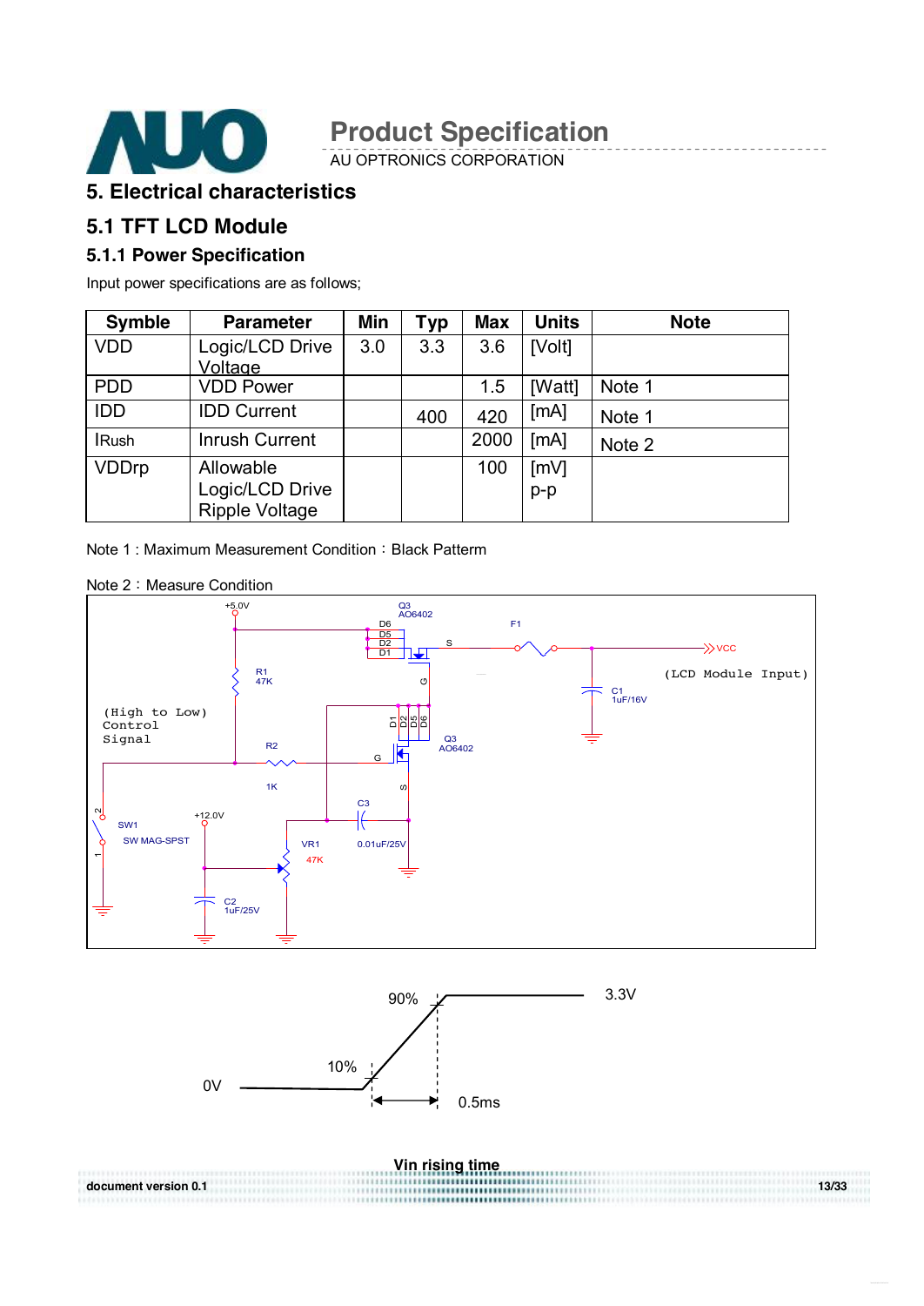# 5. Electrical characteristics

## 5.1 TFT LCD Module

### 5.1.1 Power Specification

Input power specifications are as follows;

| Symble | Parameter | Min | Typ | Max | Units | Note |
|---|---|---|---|---|---|---|
| VDD | Logic/LCD Drive Voltage | 3.0 | 3.3 | 3.6 | [Volt] | |
| PDD | VDD Power | | | 1.5 | [Watt] | Note 1 |
| IDD | IDD Current | | 400 | 420 | [mA] | Note 1 |
| IRush | Inrush Current | | | 2000 | [mA] | Note 2 |
| VDDrp | Allowable Logic/LCD Drive Ripple Voltage | | | 100 | [mV] p-p | |

Note 1 : Maximum Measurement Condition：Black Patterm

Note 2：Measure Condition

Vin rising time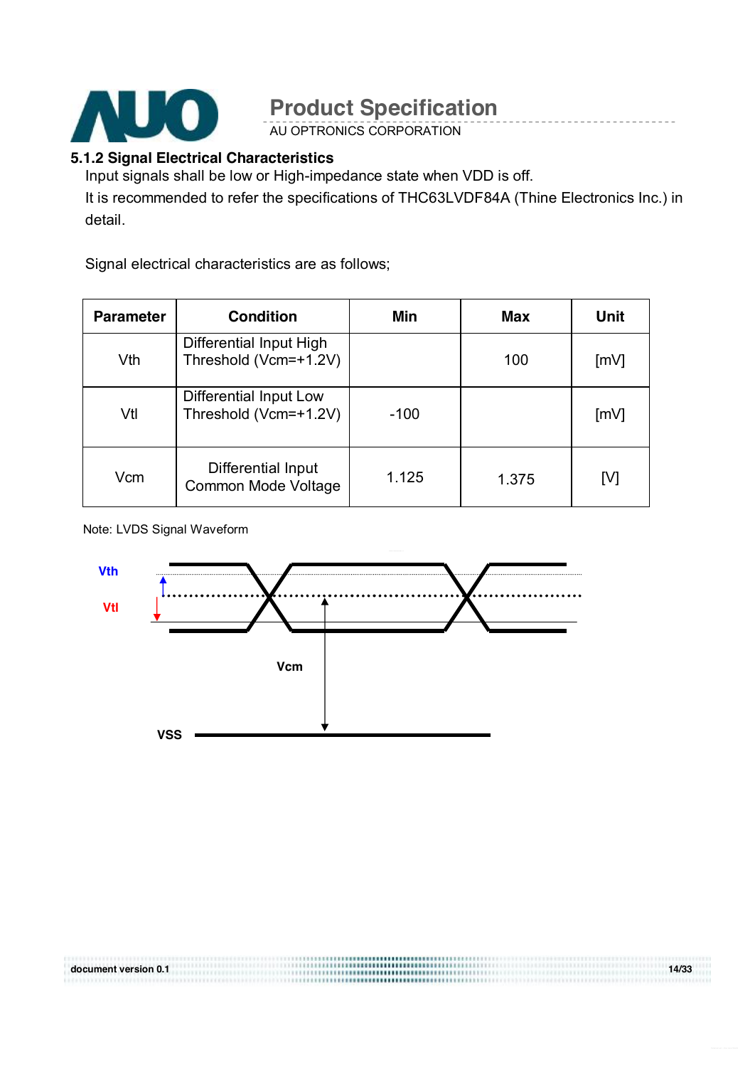### 5.1.2 Signal Electrical Characteristics

Input signals shall be low or High-impedance state when VDD is off.

It is recommended to refer the specifications of THC63LVDF84A (Thine Electronics Inc.) in detail.

Signal electrical characteristics are as follows;

| Parameter | Condition | Min | Max | Unit |
|---|---|---|---|---|
| Vth | Differential Input High Threshold (Vcm=+1.2V) | | 100 | [mV] |
| Vtl | Differential Input Low Threshold (Vcm=+1.2V) | -100 | | [mV] |
| Vcm | Differential Input Common Mode Voltage | 1.125 | 1.375 | [V] |

Note: LVDS Signal Waveform

Vth

Vtl

Vcm

VSS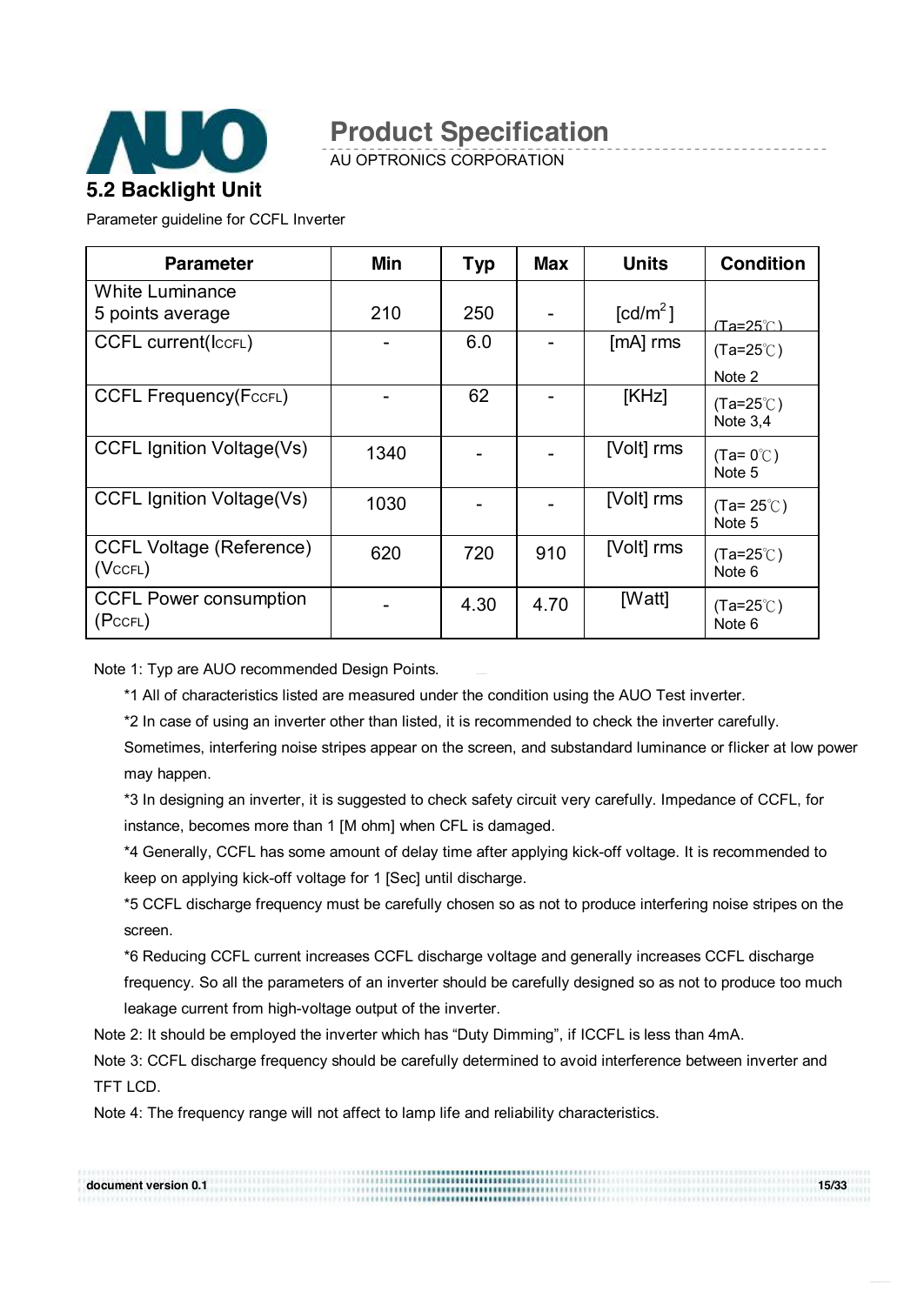## 5.2 Backlight Unit

Parameter guideline for CCFL Inverter

| Parameter | Min | Typ | Max | Units | Condition |
|---|---|---|---|---|---|
| White Luminance 5 points average | 210 | 250 | - | [cd/m$^2$] | (Ta=25℃) |
| CCFL current($I_{CCFL}$) | - | 6.0 | - | [mA] rms | (Ta=25℃) Note 2 |
| CCFL Frequency($F_{CCFL}$) | - | 62 | - | [KHz] | (Ta=25℃) Note 3,4 |
| CCFL Ignition Voltage(Vs) | 1340 | - | - | [Volt] rms | (Ta= 0℃) Note 5 |
| CCFL Ignition Voltage(Vs) | 1030 | - | - | [Volt] rms | (Ta= 25℃) Note 5 |
| CCFL Voltage (Reference) ($V_{CCFL}$) | 620 | 720 | 910 | [Volt] rms | (Ta=25℃) Note 6 |
| CCFL Power consumption ($P_{CCFL}$) | - | 4.30 | 4.70 | [Watt] | (Ta=25℃) Note 6 |

Note 1: Typ are AUO recommended Design Points.

*1 All of characteristics listed are measured under the condition using the AUO Test inverter.

*2 In case of using an inverter other than listed, it is recommended to check the inverter carefully. Sometimes, interfering noise stripes appear on the screen, and substandard luminance or flicker at low power may happen.

*3 In designing an inverter, it is suggested to check safety circuit very carefully. Impedance of CCFL, for instance, becomes more than 1 [M ohm] when CFL is damaged.

*4 Generally, CCFL has some amount of delay time after applying kick-off voltage. It is recommended to keep on applying kick-off voltage for 1 [Sec] until discharge.

*5 CCFL discharge frequency must be carefully chosen so as not to produce interfering noise stripes on the screen.

*6 Reducing CCFL current increases CCFL discharge voltage and generally increases CCFL discharge frequency. So all the parameters of an inverter should be carefully designed so as not to produce too much leakage current from high-voltage output of the inverter.

Note 2: It should be employed the inverter which has "Duty Dimming", if ICCFL is less than 4mA.

Note 3: CCFL discharge frequency should be carefully determined to avoid interference between inverter and TFT LCD.

Note 4: The frequency range will not affect to lamp life and reliability characteristics.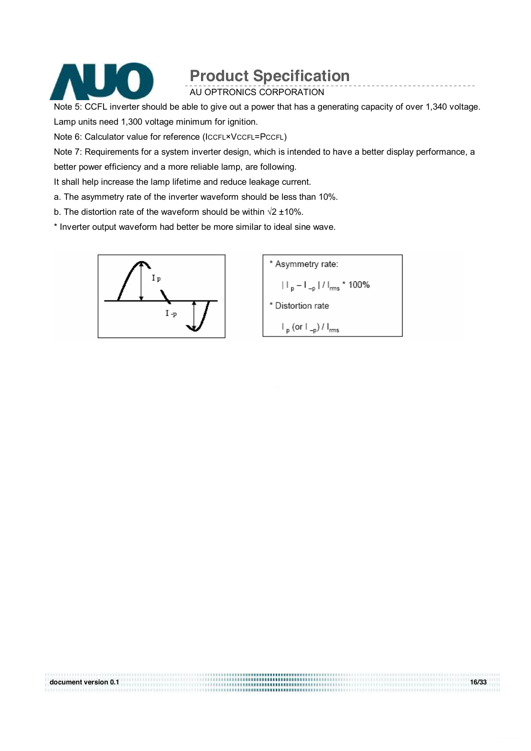Note 5: CCFL inverter should be able to give out a power that has a generating capacity of over 1,340 voltage. Lamp units need 1,300 voltage minimum for ignition.

Note 6: Calculator value for reference ($I_{CCFL} \times V_{CCFL} = P_{CCFL}$)

Note 7: Requirements for a system inverter design, which is intended to have a better display performance, a better power efficiency and a more reliable lamp, are following.

It shall help increase the lamp lifetime and reduce leakage current.

a. The asymmetry rate of the inverter waveform should be less than 10%.

b. The distortion rate of the waveform should be within $\sqrt{2}$ ±10%.

* Inverter output waveform had better be more similar to ideal sine wave.

* Asymmetry rate:

$| I_p - I_{-p} | / I_{rms} * 100\%$

* Distortion rate

$I_p$ (or $I_{-p}$) / $I_{rms}$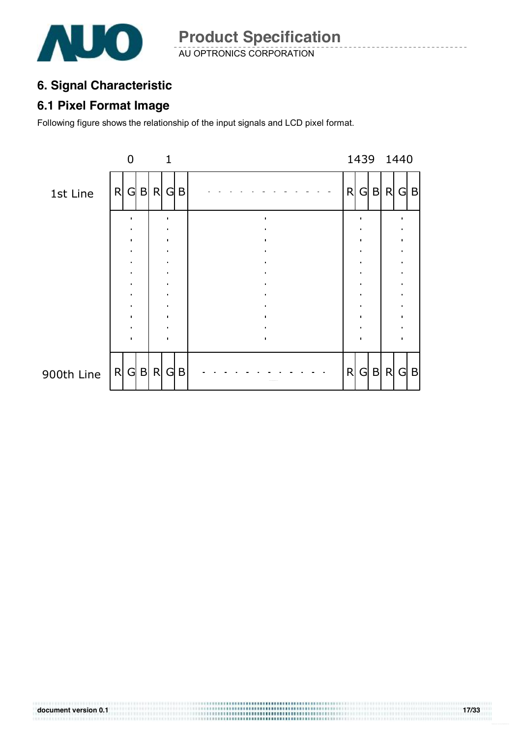## 6. Signal Characteristic

### 6.1 Pixel Format Image

Following figure shows the relationship of the input signals and LCD pixel format.

| | 0 | | | 1 | | | | 1439 | | | 1440 | | |
|---|---|---|---|---|---|---|---|---|---|---|---|---|---|
| 1st Line | R | G | B | R | G | B | - - - - - - - - - - - - | R | G | B | R | G | B |
| | : | | | : | | | : | : | | | : | | |
| 900th Line | R | G | B | R | G | B | - - - - - - - - - - - - | R | G | B | R | G | B |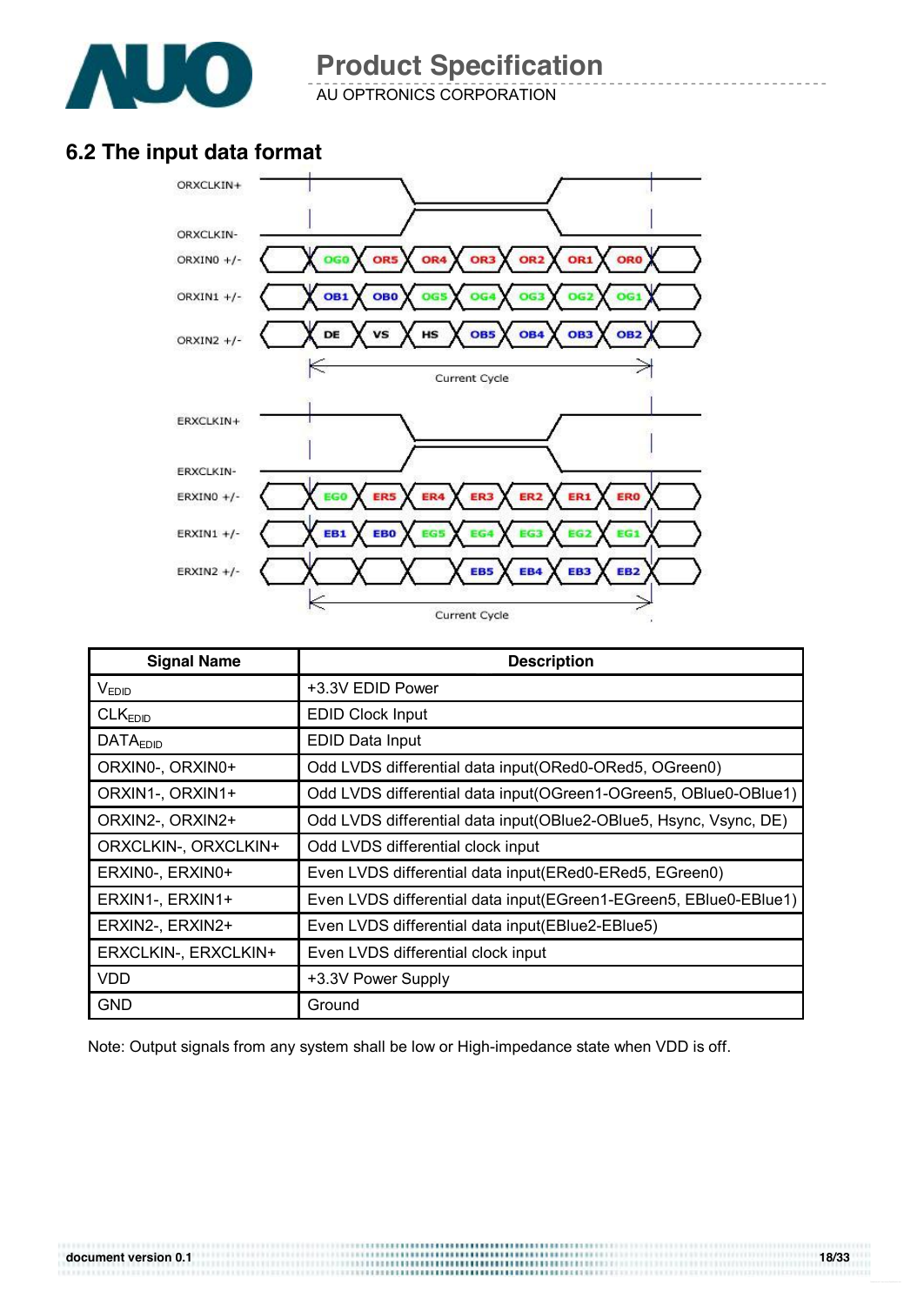## 6.2 The input data format

| Signal Name | Description |
|---|---|
| $V_{EDID}$ | +3.3V EDID Power |
| $CLK_{EDID}$ | EDID Clock Input |
| $DATA_{EDID}$ | EDID Data Input |
| ORXIN0-, ORXIN0+ | Odd LVDS differential data input(ORed0-ORed5, OGreen0) |
| ORXIN1-, ORXIN1+ | Odd LVDS differential data input(OGreen1-OGreen5, OBlue0-OBlue1) |
| ORXIN2-, ORXIN2+ | Odd LVDS differential data input(OBlue2-OBlue5, Hsync, Vsync, DE) |
| ORXCLKIN-, ORXCLKIN+ | Odd LVDS differential clock input |
| ERXIN0-, ERXIN0+ | Even LVDS differential data input(ERed0-ERed5, EGreen0) |
| ERXIN1-, ERXIN1+ | Even LVDS differential data input(EGreen1-EGreen5, EBlue0-EBlue1) |
| ERXIN2-, ERXIN2+ | Even LVDS differential data input(EBlue2-EBlue5) |
| ERXCLKIN-, ERXCLKIN+ | Even LVDS differential clock input |
| VDD | +3.3V Power Supply |
| GND | Ground |

Note: Output signals from any system shall be low or High-impedance state when VDD is off.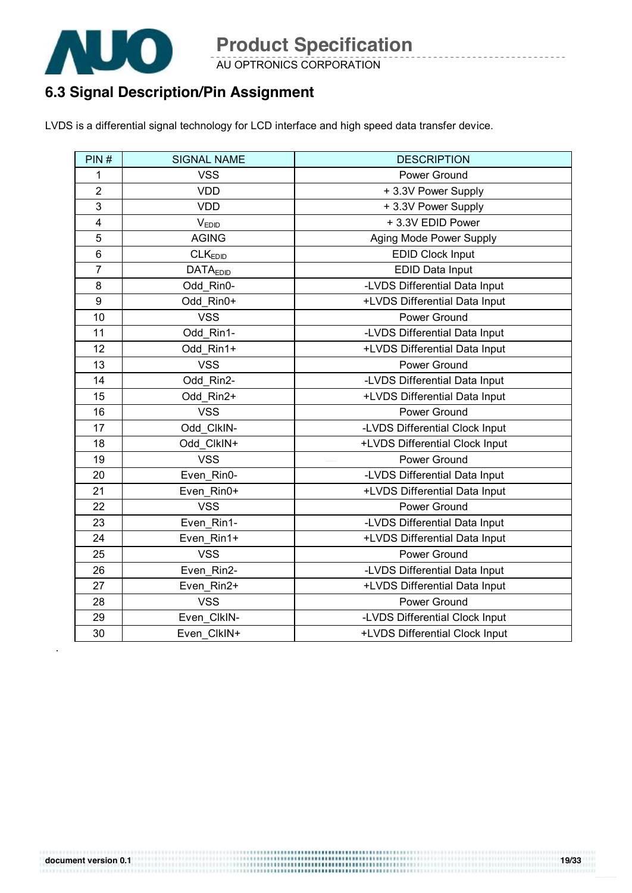## 6.3 Signal Description/Pin Assignment

LVDS is a differential signal technology for LCD interface and high speed data transfer device.

| PIN # | SIGNAL NAME | DESCRIPTION |
|---|---|---|
| 1 | VSS | Power Ground |
| 2 | VDD | + 3.3V Power Supply |
| 3 | VDD | + 3.3V Power Supply |
| 4 | $V_{EDID}$ | + 3.3V EDID Power |
| 5 | AGING | Aging Mode Power Supply |
| 6 | $CLK_{EDID}$ | EDID Clock Input |
| 7 | $DATA_{EDID}$ | EDID Data Input |
| 8 | Odd_Rin0- | -LVDS Differential Data Input |
| 9 | Odd_Rin0+ | +LVDS Differential Data Input |
| 10 | VSS | Power Ground |
| 11 | Odd_Rin1- | -LVDS Differential Data Input |
| 12 | Odd_Rin1+ | +LVDS Differential Data Input |
| 13 | VSS | Power Ground |
| 14 | Odd_Rin2- | -LVDS Differential Data Input |
| 15 | Odd_Rin2+ | +LVDS Differential Data Input |
| 16 | VSS | Power Ground |
| 17 | Odd_ClkIN- | -LVDS Differential Clock Input |
| 18 | Odd_ClkIN+ | +LVDS Differential Clock Input |
| 19 | VSS | Power Ground |
| 20 | Even_Rin0- | -LVDS Differential Data Input |
| 21 | Even_Rin0+ | +LVDS Differential Data Input |
| 22 | VSS | Power Ground |
| 23 | Even_Rin1- | -LVDS Differential Data Input |
| 24 | Even_Rin1+ | +LVDS Differential Data Input |
| 25 | VSS | Power Ground |
| 26 | Even_Rin2- | -LVDS Differential Data Input |
| 27 | Even_Rin2+ | +LVDS Differential Data Input |
| 28 | VSS | Power Ground |
| 29 | Even_ClkIN- | -LVDS Differential Clock Input |
| 30 | Even_ClkIN+ | +LVDS Differential Clock Input |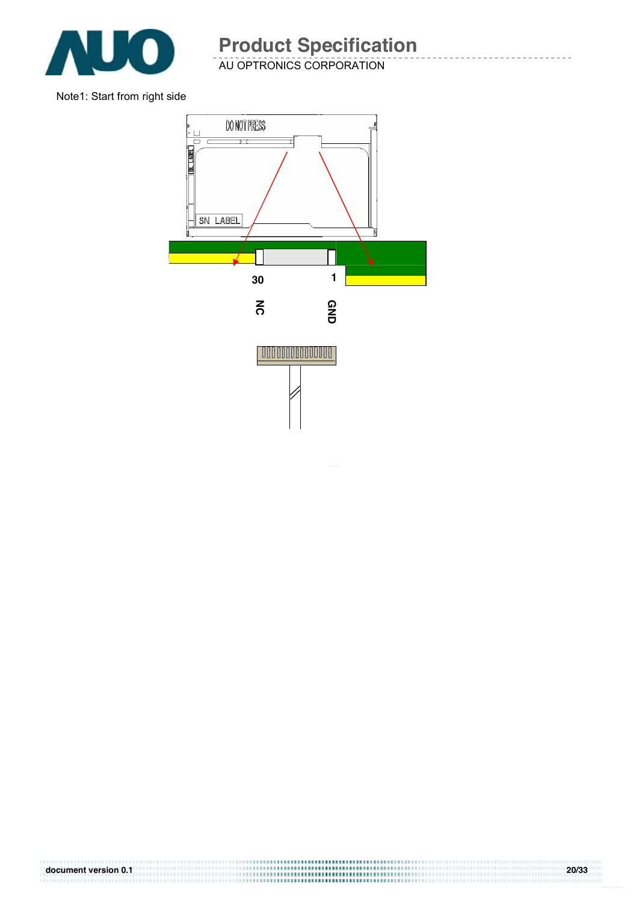Note1: Start from right side

DO NOT PRESS

BL LABEL

SN LABEL

30

1

NC

GND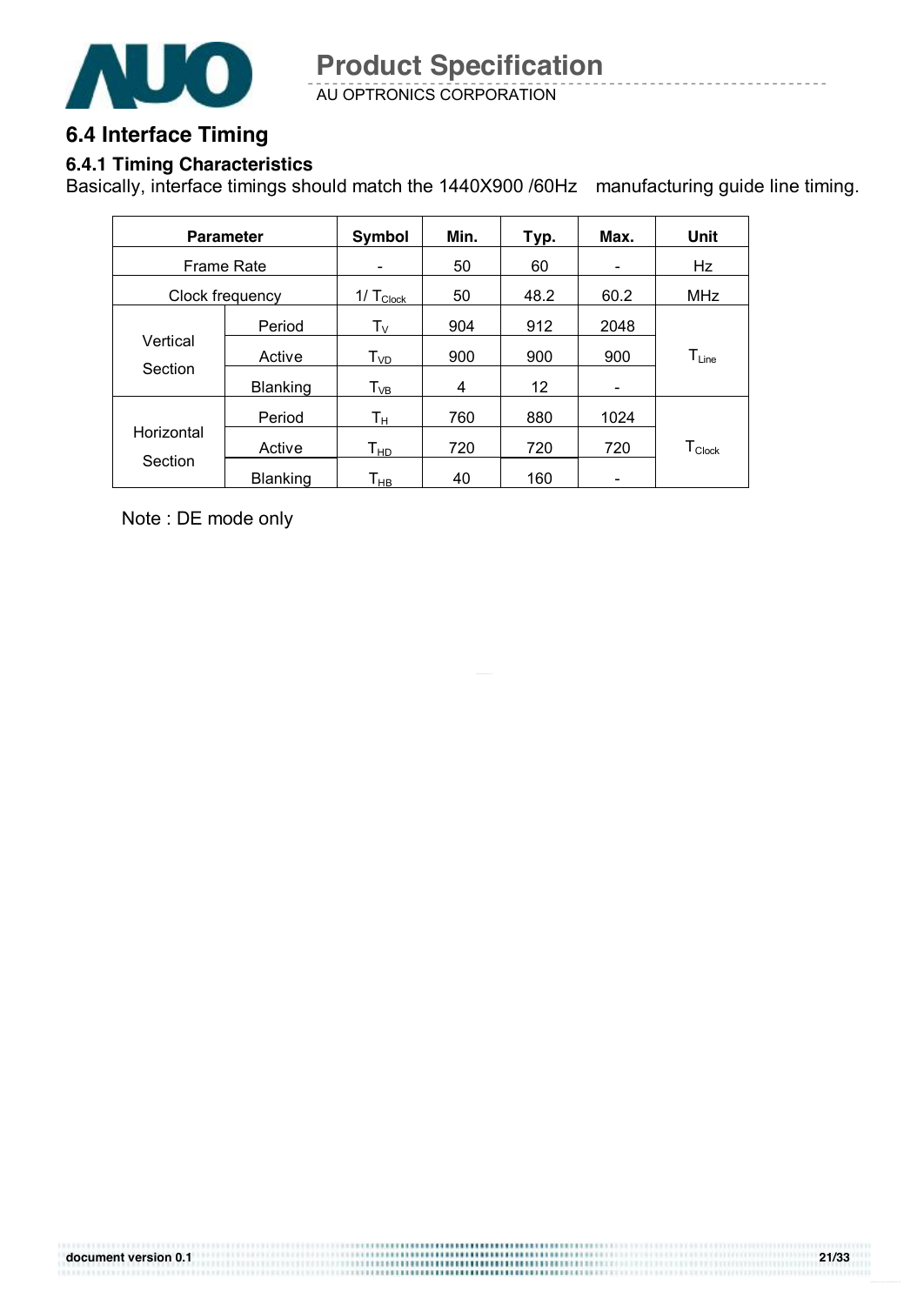## 6.4 Interface Timing

### 6.4.1 Timing Characteristics

Basically, interface timings should match the 1440X900 /60Hz manufacturing guide line timing.

| Parameter | | Symbol | Min. | Typ. | Max. | Unit |
|---|---|---|---|---|---|---|
| Frame Rate | | - | 50 | 60 | - | Hz |
| Clock frequency | | $1/T_{Clock}$ | 50 | 48.2 | 60.2 | MHz |
| Vertical Section | Period | $T_V$ | 904 | 912 | 2048 | $T_{Line}$ |
| | Active | $T_{VD}$ | 900 | 900 | 900 | |
| | Blanking | $T_{VB}$ | 4 | 12 | - | |
| Horizontal Section | Period | $T_H$ | 760 | 880 | 1024 | $T_{Clock}$ |
| | Active | $T_{HD}$ | 720 | 720 | 720 | |
| | Blanking | $T_{HB}$ | 40 | 160 | - | |

Note : DE mode only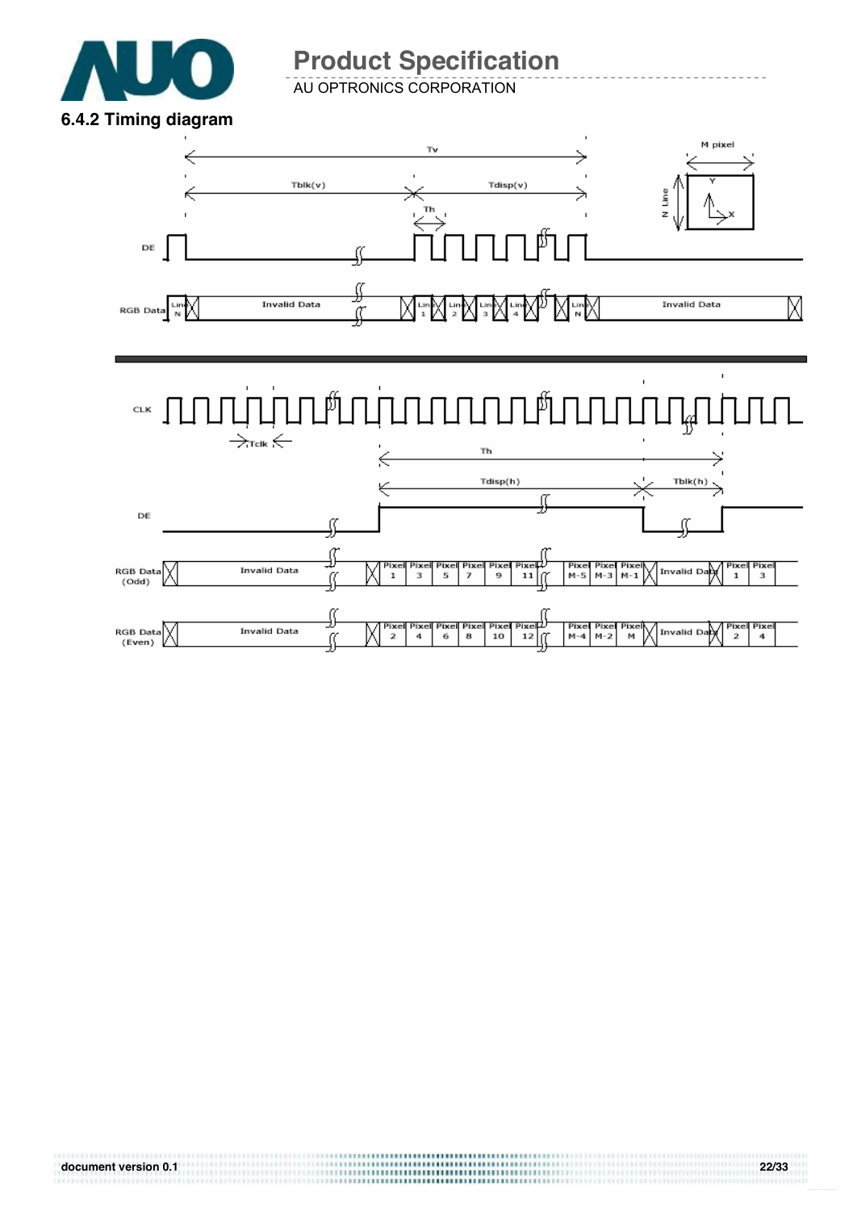### 6.4.2 Timing diagram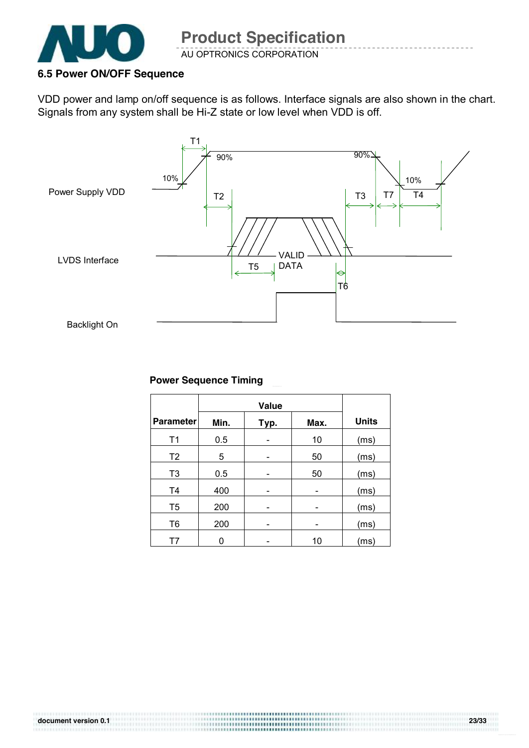### 6.5 Power ON/OFF Sequence

VDD power and lamp on/off sequence is as follows. Interface signals are also shown in the chart. Signals from any system shall be Hi-Z state or low level when VDD is off.

Power Supply VDD

LVDS Interface

Backlight On

T1 T2 T3 T4 T5 T6 T7 10% 90% 90% 10% VALID DATA

**Power Sequence Timing**

| Parameter | Value | | | Units |
|---|---|---|---|---|
| | Min. | Typ. | Max. | |
| T1 | 0.5 | - | 10 | (ms) |
| T2 | 5 | - | 50 | (ms) |
| T3 | 0.5 | - | 50 | (ms) |
| T4 | 400 | - | - | (ms) |
| T5 | 200 | - | - | (ms) |
| T6 | 200 | - | - | (ms) |
| T7 | 0 | - | 10 | (ms) |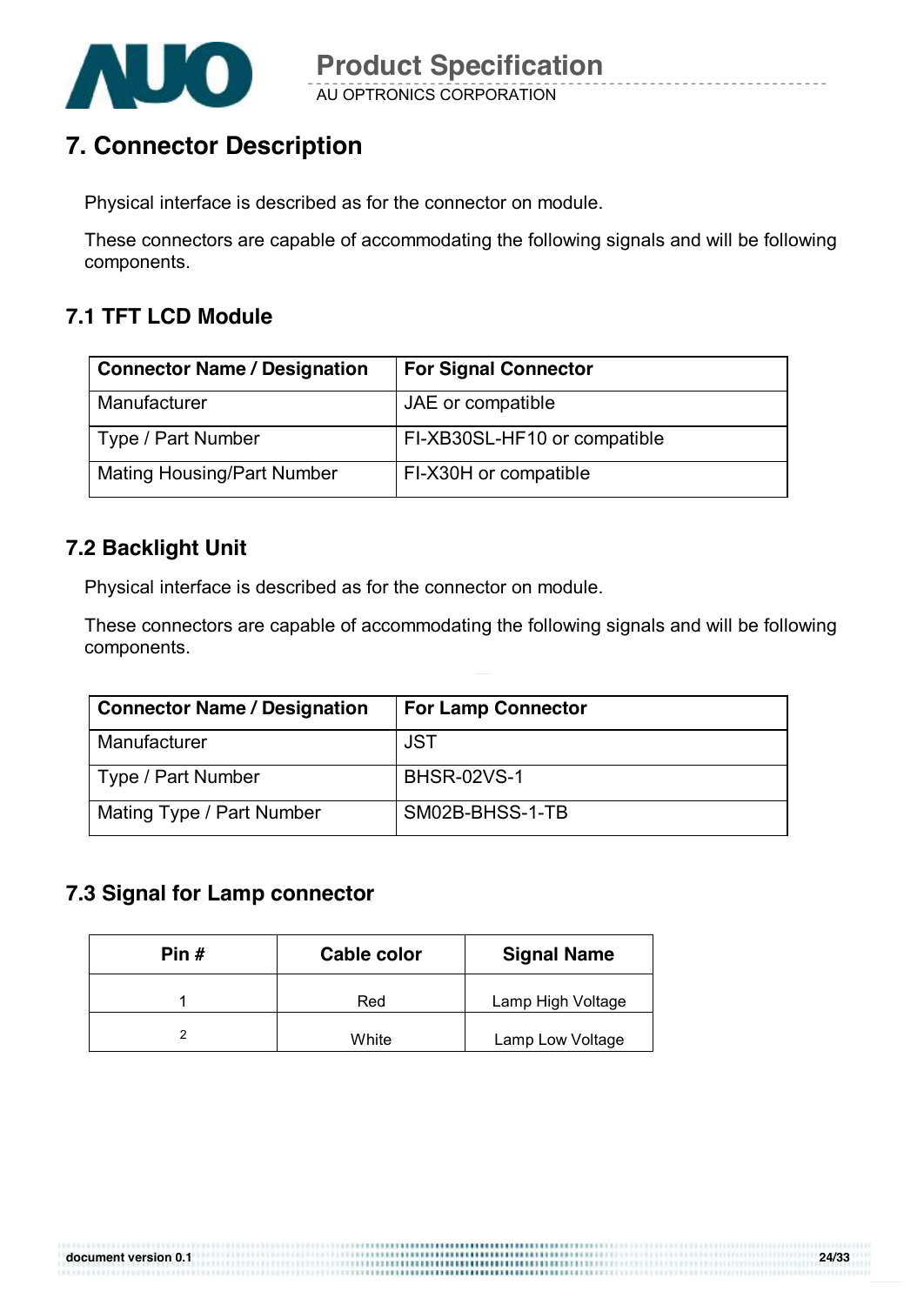## 7. Connector Description

Physical interface is described as for the connector on module.

These connectors are capable of accommodating the following signals and will be following components.

### 7.1 TFT LCD Module

| Connector Name / Designation | For Signal Connector |
|---|---|
| Manufacturer | JAE or compatible |
| Type / Part Number | FI-XB30SL-HF10 or compatible |
| Mating Housing/Part Number | FI-X30H or compatible |

### 7.2 Backlight Unit

Physical interface is described as for the connector on module.

These connectors are capable of accommodating the following signals and will be following components.

| Connector Name / Designation | For Lamp Connector |
|---|---|
| Manufacturer | JST |
| Type / Part Number | BHSR-02VS-1 |
| Mating Type / Part Number | SM02B-BHSS-1-TB |

### 7.3 Signal for Lamp connector

| Pin # | Cable color | Signal Name |
|---|---|---|
| 1 | Red | Lamp High Voltage |
| 2 | White | Lamp Low Voltage |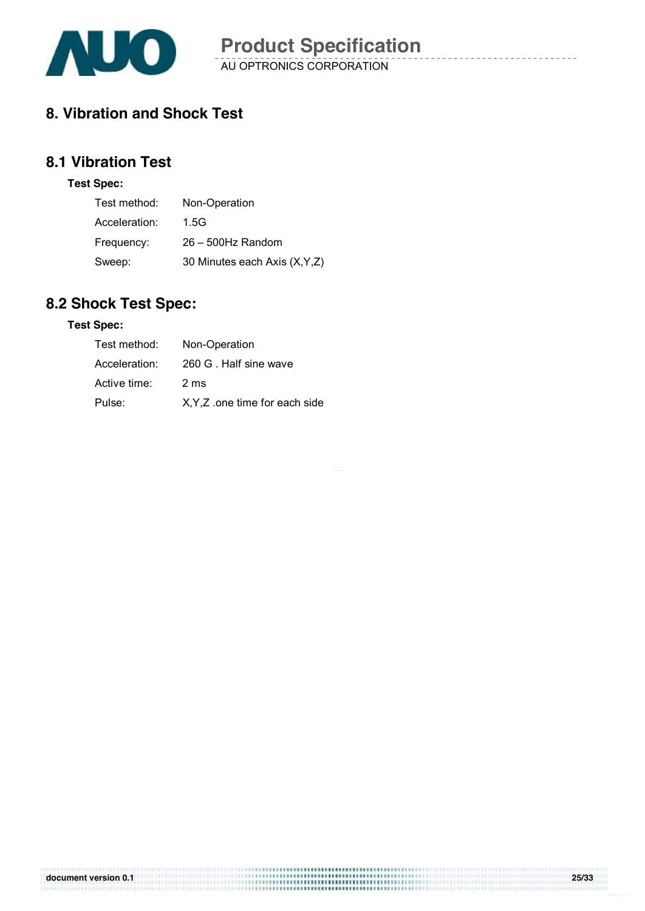# 8. Vibration and Shock Test

## 8.1 Vibration Test

**Test Spec:**

| | |
|---|---|
| Test method: | Non-Operation |
| Acceleration: | 1.5G |
| Frequency: | 26 – 500Hz Random |
| Sweep: | 30 Minutes each Axis (X,Y,Z) |

## 8.2 Shock Test Spec:

**Test Spec:**

| | |
|---|---|
| Test method: | Non-Operation |
| Acceleration: | 260 G . Half sine wave |
| Active time: | 2 ms |
| Pulse: | X,Y,Z .one time for each side |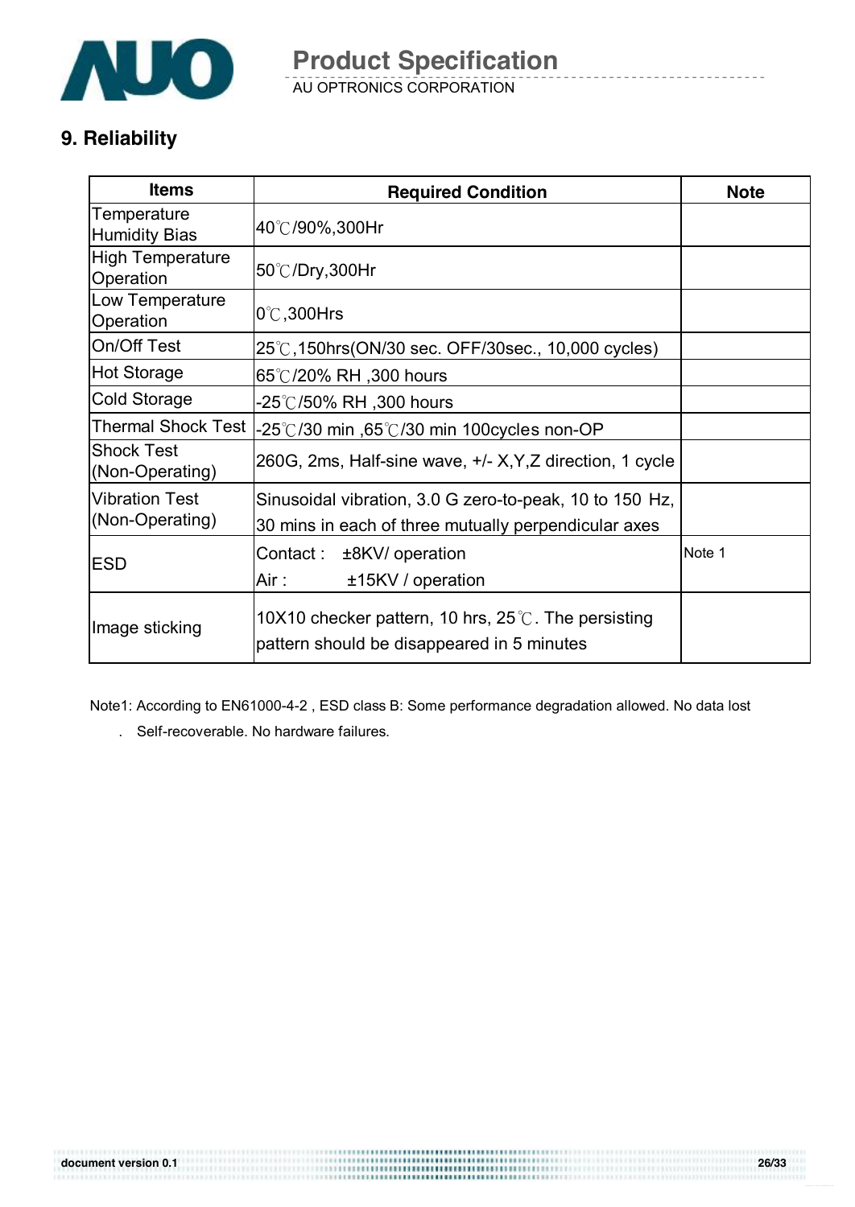## 9. Reliability

| Items | Required Condition | Note |
|---|---|---|
| Temperature Humidity Bias | 40℃/90%,300Hr | |
| High Temperature Operation | 50℃/Dry,300Hr | |
| Low Temperature Operation | 0℃,300Hrs | |
| On/Off Test | 25℃,150hrs(ON/30 sec. OFF/30sec., 10,000 cycles) | |
| Hot Storage | 65℃/20% RH ,300 hours | |
| Cold Storage | -25℃/50% RH ,300 hours | |
| Thermal Shock Test | -25℃/30 min ,65℃/30 min 100cycles non-OP | |
| Shock Test (Non-Operating) | 260G, 2ms, Half-sine wave, +/- X,Y,Z direction, 1 cycle | |
| Vibration Test (Non-Operating) | Sinusoidal vibration, 3.0 G zero-to-peak, 10 to 150 Hz, 30 mins in each of three mutually perpendicular axes | |
| ESD | Contact : ±8KV/ operation<br>Air : ±15KV / operation | Note 1 |
| Image sticking | 10X10 checker pattern, 10 hrs, 25℃. The persisting pattern should be disappeared in 5 minutes | |

Note1: According to EN61000-4-2 , ESD class B: Some performance degradation allowed. No data lost

. Self-recoverable. No hardware failures.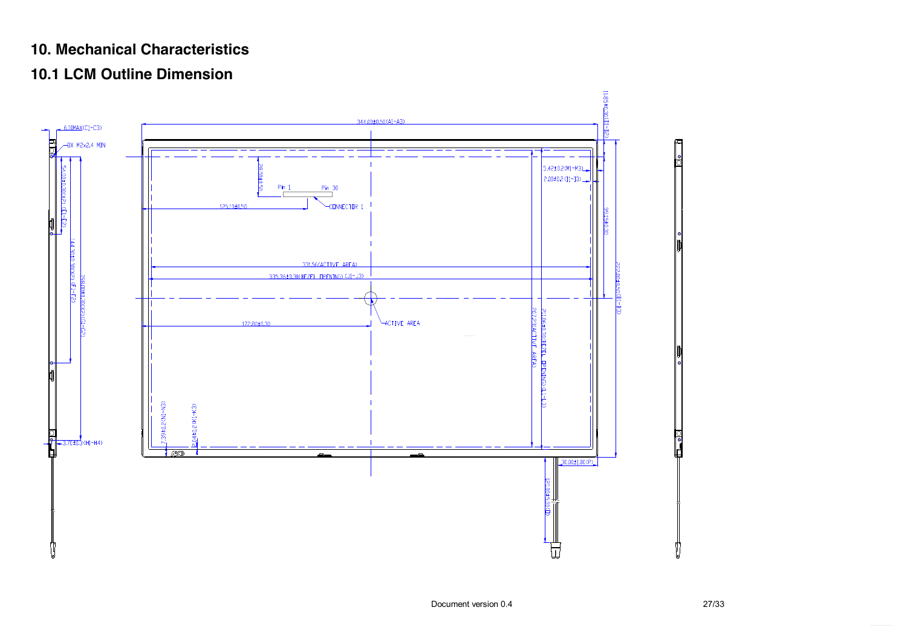## 10. Mechanical Characteristics

### 10.1 LCM Outline Dimension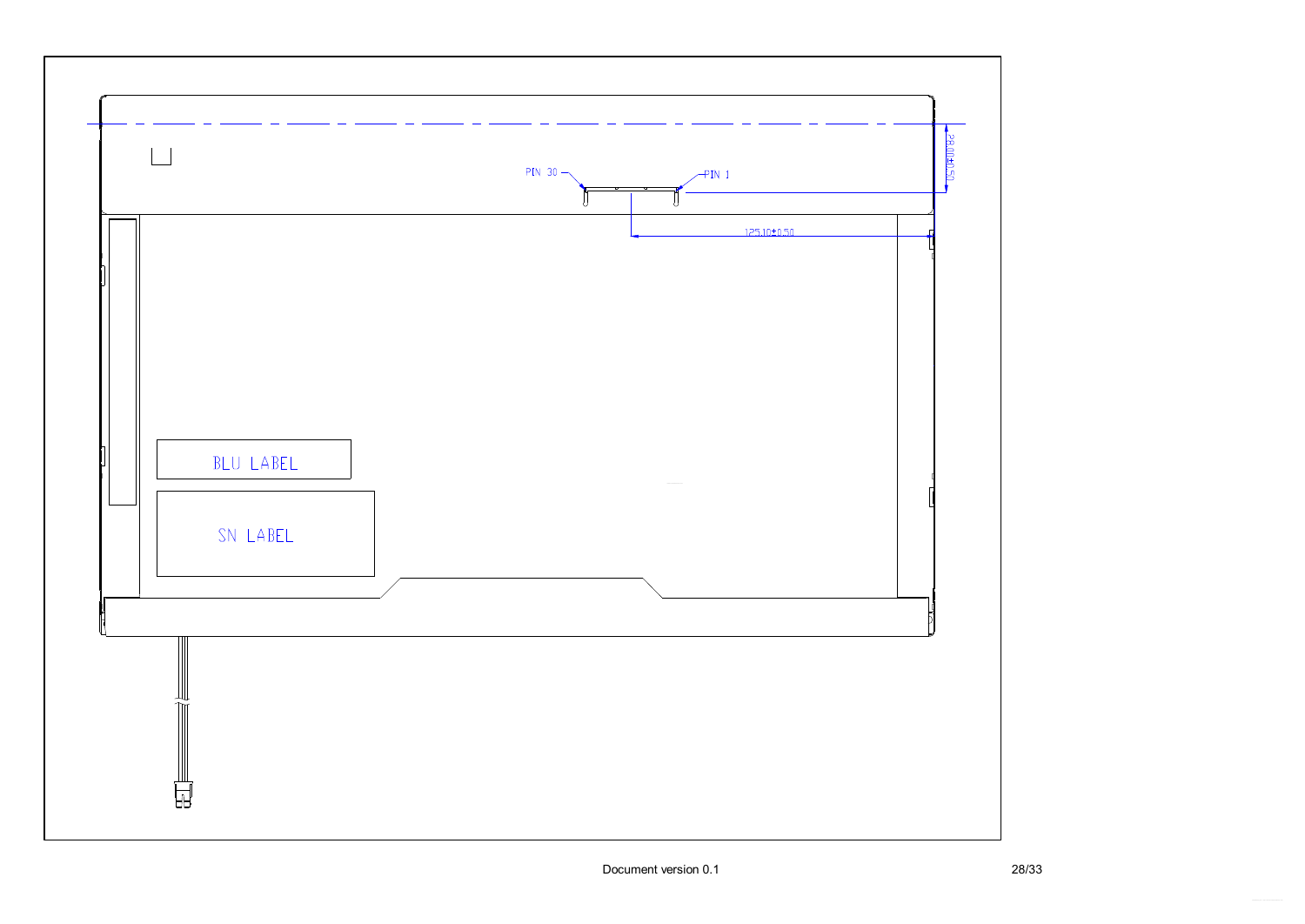PIN 30

PIN 1

28.00±0.50

125.10±0.50

BLU LABEL

SN LABEL

Document version 0.1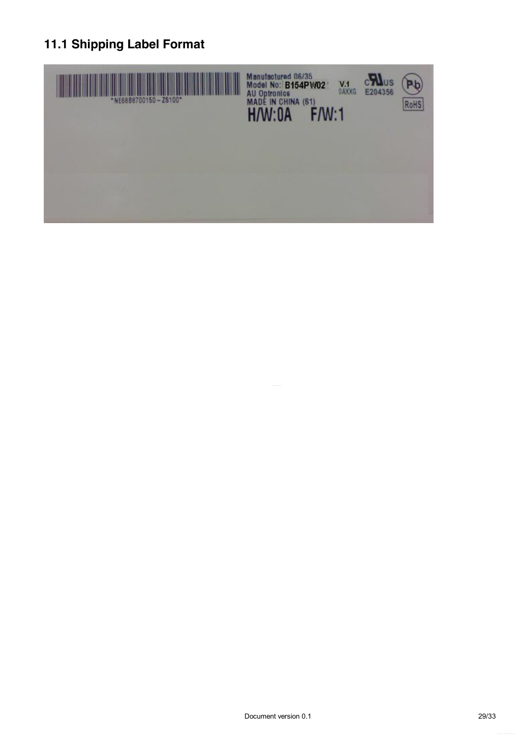## 11.1 Shipping Label Format

"NE6B8700150 – ZS100"

Manufactured 06/35
Model No: B154PW02 V.1
0AXXG
AU Optronics
MADE IN CHINA (S1)
E204356
RoHS

H/W:0A F/W:1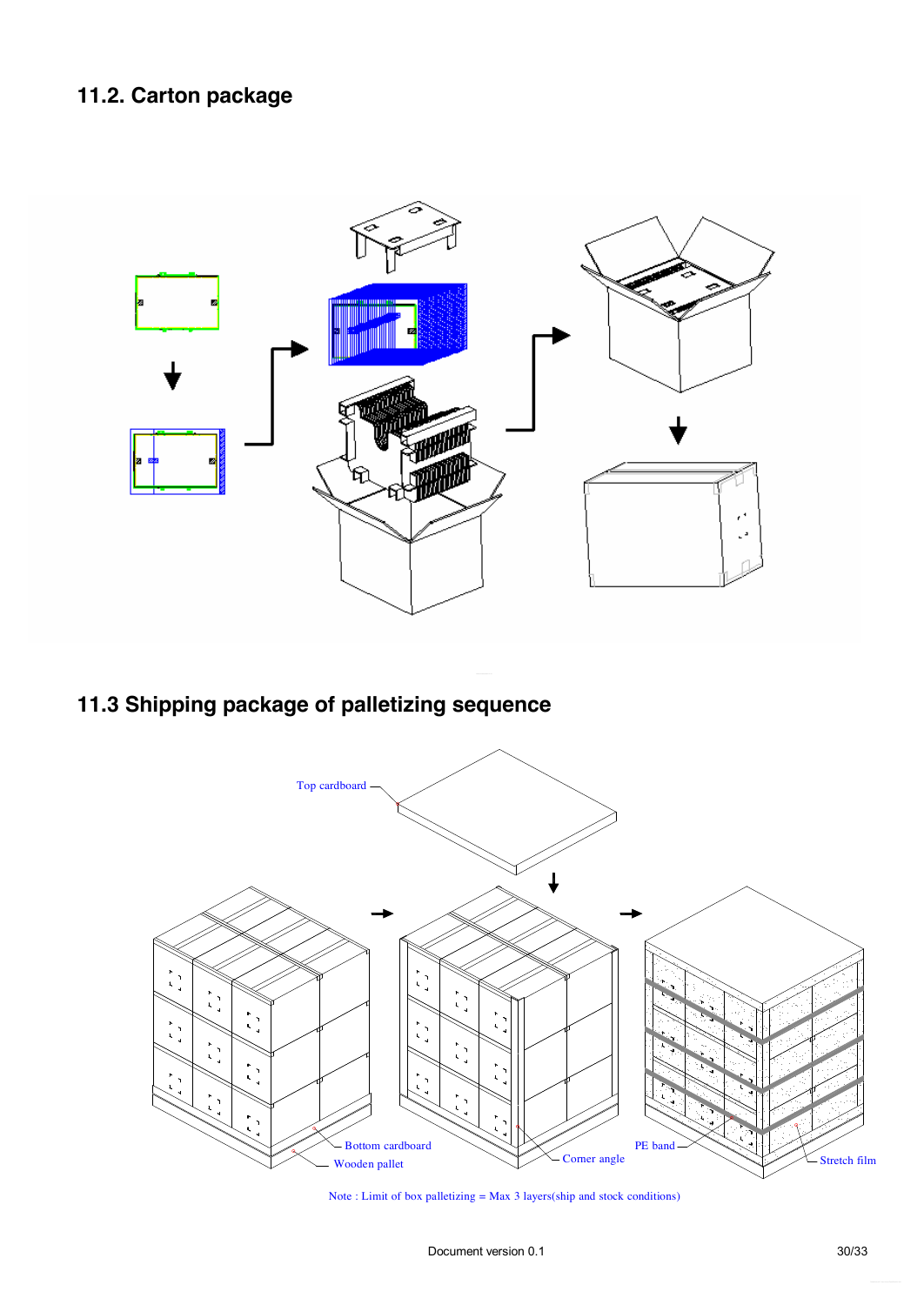## 11.2. Carton package

## 11.3 Shipping package of palletizing sequence

Top cardboard

Bottom cardboard

Wooden pallet

Corner angle

PE band

Stretch film

Note : Limit of box palletizing = Max 3 layers(ship and stock conditions)

Document version 0.1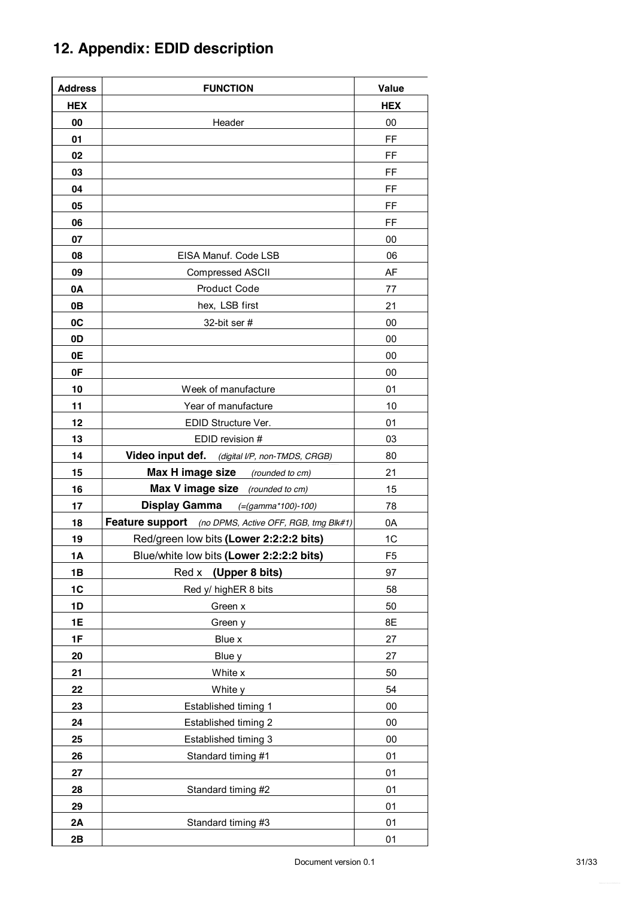## 12. Appendix: EDID description

| Address | FUNCTION | Value |
|---|---|---|
| HEX | | HEX |
| 00 | Header | 00 |
| 01 | | FF |
| 02 | | FF |
| 03 | | FF |
| 04 | | FF |
| 05 | | FF |
| 06 | | FF |
| 07 | | 00 |
| 08 | EISA Manuf. Code LSB | 06 |
| 09 | Compressed ASCII | AF |
| 0A | Product Code | 77 |
| 0B | hex, LSB first | 21 |
| 0C | 32-bit ser # | 00 |
| 0D | | 00 |
| 0E | | 00 |
| 0F | | 00 |
| 10 | Week of manufacture | 01 |
| 11 | Year of manufacture | 10 |
| 12 | EDID Structure Ver. | 01 |
| 13 | EDID revision # | 03 |
| 14 | **Video input def.** *(digital I/P, non-TMDS, CRGB)* | 80 |
| 15 | **Max H image size** *(rounded to cm)* | 21 |
| 16 | **Max V image size** *(rounded to cm)* | 15 |
| 17 | **Display Gamma** *(=(gamma*100)-100)* | 78 |
| 18 | **Feature support** *(no DPMS, Active OFF, RGB, tmg Blk#1)* | 0A |
| 19 | Red/green low bits **(Lower 2:2:2:2 bits)** | 1C |
| 1A | Blue/white low bits **(Lower 2:2:2:2 bits)** | F5 |
| 1B | Red x **(Upper 8 bits)** | 97 |
| 1C | Red y/ highER 8 bits | 58 |
| 1D | Green x | 50 |
| 1E | Green y | 8E |
| 1F | Blue x | 27 |
| 20 | Blue y | 27 |
| 21 | White x | 50 |
| 22 | White y | 54 |
| 23 | Established timing 1 | 00 |
| 24 | Established timing 2 | 00 |
| 25 | Established timing 3 | 00 |
| 26 | Standard timing #1 | 01 |
| 27 | | 01 |
| 28 | Standard timing #2 | 01 |
| 29 | | 01 |
| 2A | Standard timing #3 | 01 |
| 2B | | 01 |

Document version 0.1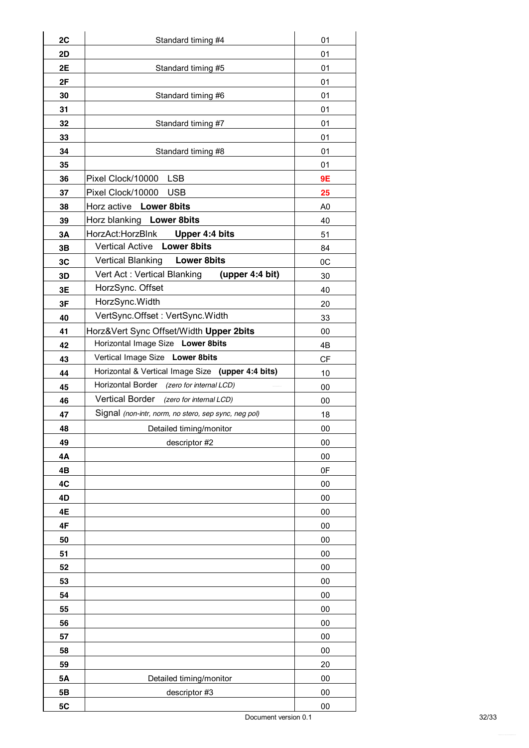| | | |
|---|---|---|
| **2C** | Standard timing #4 | 01 |
| **2D** | | 01 |
| **2E** | Standard timing #5 | 01 |
| **2F** | | 01 |
| **30** | Standard timing #6 | 01 |
| **31** | | 01 |
| **32** | Standard timing #7 | 01 |
| **33** | | 01 |
| **34** | Standard timing #8 | 01 |
| **35** | | 01 |
| **36** | Pixel Clock/10000 LSB | **9E** |
| **37** | Pixel Clock/10000 USB | **25** |
| **38** | Horz active **Lower 8bits** | A0 |
| **39** | Horz blanking **Lower 8bits** | 40 |
| **3A** | HorzAct:HorzBlnk **Upper 4:4 bits** | 51 |
| **3B** | Vertical Active **Lower 8bits** | 84 |
| **3C** | Vertical Blanking **Lower 8bits** | 0C |
| **3D** | Vert Act : Vertical Blanking **(upper 4:4 bit)** | 30 |
| **3E** | HorzSync. Offset | 40 |
| **3F** | HorzSync.Width | 20 |
| **40** | VertSync.Offset : VertSync.Width | 33 |
| **41** | Horz&Vert Sync Offset/Width **Upper 2bits** | 00 |
| **42** | Horizontal Image Size **Lower 8bits** | 4B |
| **43** | Vertical Image Size **Lower 8bits** | CF |
| **44** | Horizontal & Vertical Image Size **(upper 4:4 bits)** | 10 |
| **45** | Horizontal Border *(zero for internal LCD)* | 00 |
| **46** | Vertical Border *(zero for internal LCD)* | 00 |
| **47** | Signal *(non-intr, norm, no stero, sep sync, neg pol)* | 18 |
| **48** | Detailed timing/monitor | 00 |
| **49** | descriptor #2 | 00 |
| **4A** | | 00 |
| **4B** | | 0F |
| **4C** | | 00 |
| **4D** | | 00 |
| **4E** | | 00 |
| **4F** | | 00 |
| **50** | | 00 |
| **51** | | 00 |
| **52** | | 00 |
| **53** | | 00 |
| **54** | | 00 |
| **55** | | 00 |
| **56** | | 00 |
| **57** | | 00 |
| **58** | | 00 |
| **59** | | 20 |
| **5A** | Detailed timing/monitor | 00 |
| **5B** | descriptor #3 | 00 |
| **5C** | | 00 |

Document version 0.1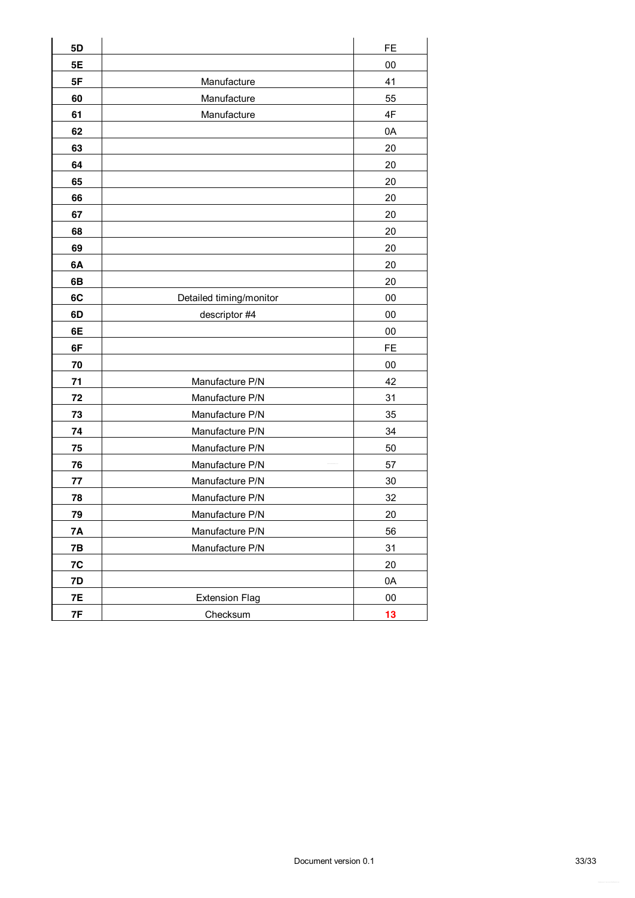| | | |
|---|---|---|
| **5D** | | FE |
| **5E** | | 00 |
| **5F** | Manufacture | 41 |
| **60** | Manufacture | 55 |
| **61** | Manufacture | 4F |
| **62** | | 0A |
| **63** | | 20 |
| **64** | | 20 |
| **65** | | 20 |
| **66** | | 20 |
| **67** | | 20 |
| **68** | | 20 |
| **69** | | 20 |
| **6A** | | 20 |
| **6B** | | 20 |
| **6C** | Detailed timing/monitor | 00 |
| **6D** | descriptor #4 | 00 |
| **6E** | | 00 |
| **6F** | | FE |
| **70** | | 00 |
| **71** | Manufacture P/N | 42 |
| **72** | Manufacture P/N | 31 |
| **73** | Manufacture P/N | 35 |
| **74** | Manufacture P/N | 34 |
| **75** | Manufacture P/N | 50 |
| **76** | Manufacture P/N | 57 |
| **77** | Manufacture P/N | 30 |
| **78** | Manufacture P/N | 32 |
| **79** | Manufacture P/N | 20 |
| **7A** | Manufacture P/N | 56 |
| **7B** | Manufacture P/N | 31 |
| **7C** | | 20 |
| **7D** | | 0A |
| **7E** | Extension Flag | 00 |
| **7F** | Checksum | **13** |

Document version 0.1